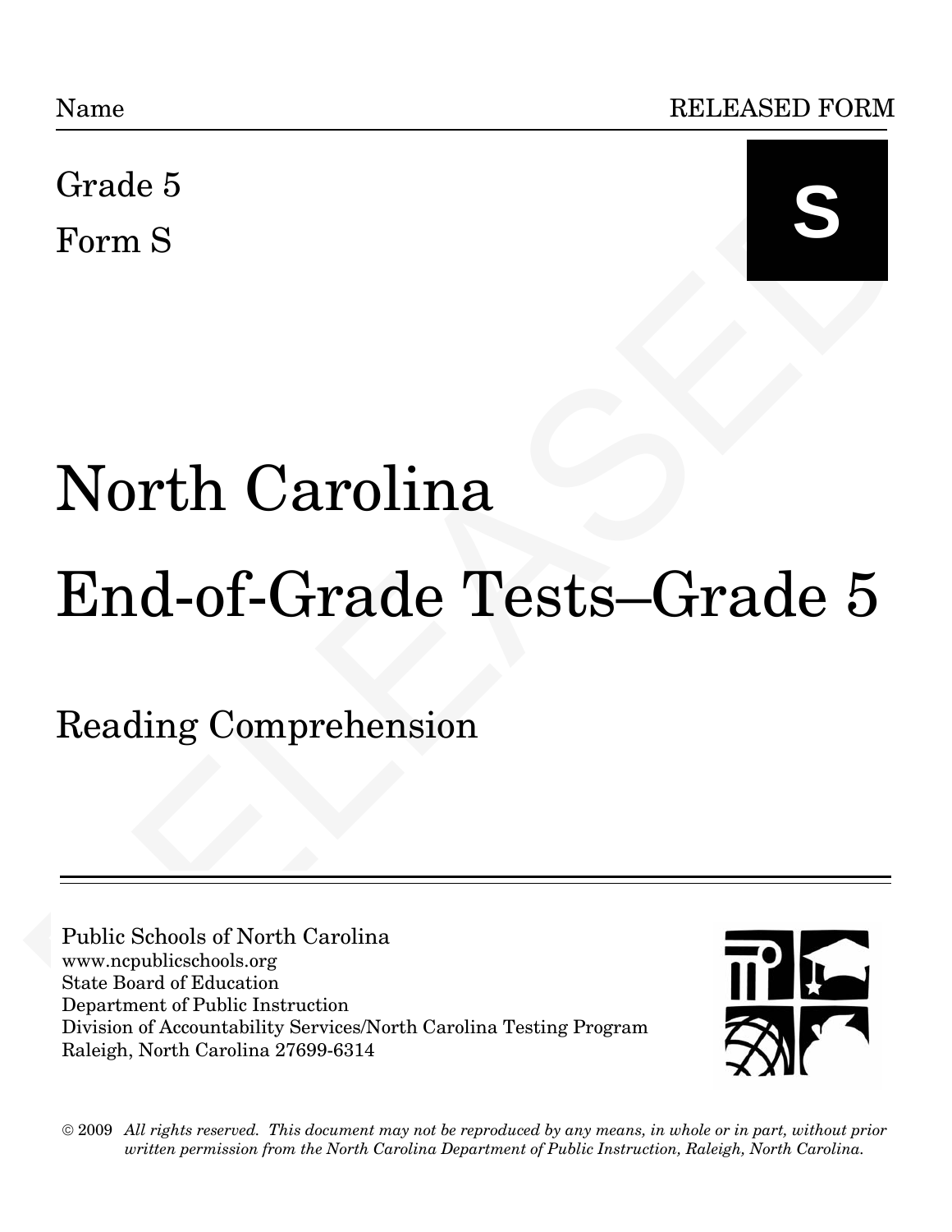Name RELEASED FORM

Grade 5

Form S

**S**

# North Carolina

# End-of-Grade Tests–Grade 5

## Reading Comprehension

Public Schools of North Carolina
www.ncpublicschools.org
State Board of Education
Department of Public Instruction
Division of Accountability Services/North Carolina Testing Program
Raleigh, North Carolina 27699-6314

© 2009 *All rights reserved. This document may not be reproduced by any means, in whole or in part, without prior written permission from the North Carolina Department of Public Instruction, Raleigh, North Carolina.*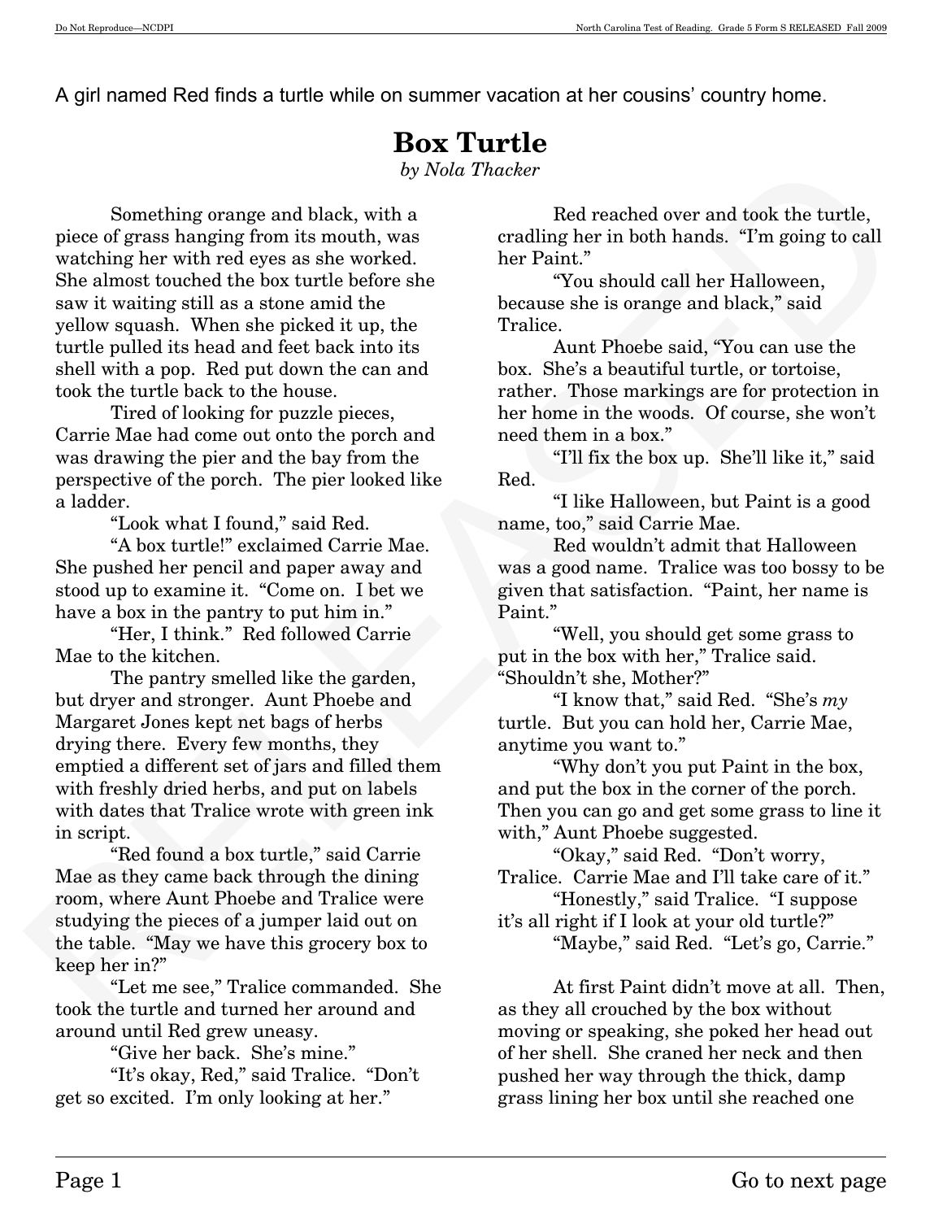A girl named Red finds a turtle while on summer vacation at her cousins' country home.

# Box Turtle

*by Nola Thacker*

Something orange and black, with a piece of grass hanging from its mouth, was watching her with red eyes as she worked. She almost touched the box turtle before she saw it waiting still as a stone amid the yellow squash. When she picked it up, the turtle pulled its head and feet back into its shell with a pop. Red put down the can and took the turtle back to the house.

Tired of looking for puzzle pieces, Carrie Mae had come out onto the porch and was drawing the pier and the bay from the perspective of the porch. The pier looked like a ladder.

"Look what I found," said Red.

"A box turtle!" exclaimed Carrie Mae. She pushed her pencil and paper away and stood up to examine it. "Come on. I bet we have a box in the pantry to put him in."

"Her, I think." Red followed Carrie Mae to the kitchen.

The pantry smelled like the garden, but dryer and stronger. Aunt Phoebe and Margaret Jones kept net bags of herbs drying there. Every few months, they emptied a different set of jars and filled them with freshly dried herbs, and put on labels with dates that Tralice wrote with green ink in script.

"Red found a box turtle," said Carrie Mae as they came back through the dining room, where Aunt Phoebe and Tralice were studying the pieces of a jumper laid out on the table. "May we have this grocery box to keep her in?"

"Let me see," Tralice commanded. She took the turtle and turned her around and around until Red grew uneasy.

"Give her back. She's mine."

"It's okay, Red," said Tralice. "Don't get so excited. I'm only looking at her."

Red reached over and took the turtle, cradling her in both hands. "I'm going to call her Paint."

"You should call her Halloween, because she is orange and black," said Tralice.

Aunt Phoebe said, "You can use the box. She's a beautiful turtle, or tortoise, rather. Those markings are for protection in her home in the woods. Of course, she won't need them in a box."

"I'll fix the box up. She'll like it," said Red.

"I like Halloween, but Paint is a good name, too," said Carrie Mae.

Red wouldn't admit that Halloween was a good name. Tralice was too bossy to be given that satisfaction. "Paint, her name is Paint."

"Well, you should get some grass to put in the box with her," Tralice said. "Shouldn't she, Mother?"

"I know that," said Red. "She's *my* turtle. But you can hold her, Carrie Mae, anytime you want to."

"Why don't you put Paint in the box, and put the box in the corner of the porch. Then you can go and get some grass to line it with," Aunt Phoebe suggested.

"Okay," said Red. "Don't worry, Tralice. Carrie Mae and I'll take care of it."

"Honestly," said Tralice. "I suppose it's all right if I look at your old turtle?"

"Maybe," said Red. "Let's go, Carrie."

At first Paint didn't move at all. Then, as they all crouched by the box without moving or speaking, she poked her head out of her shell. She craned her neck and then pushed her way through the thick, damp grass lining her box until she reached one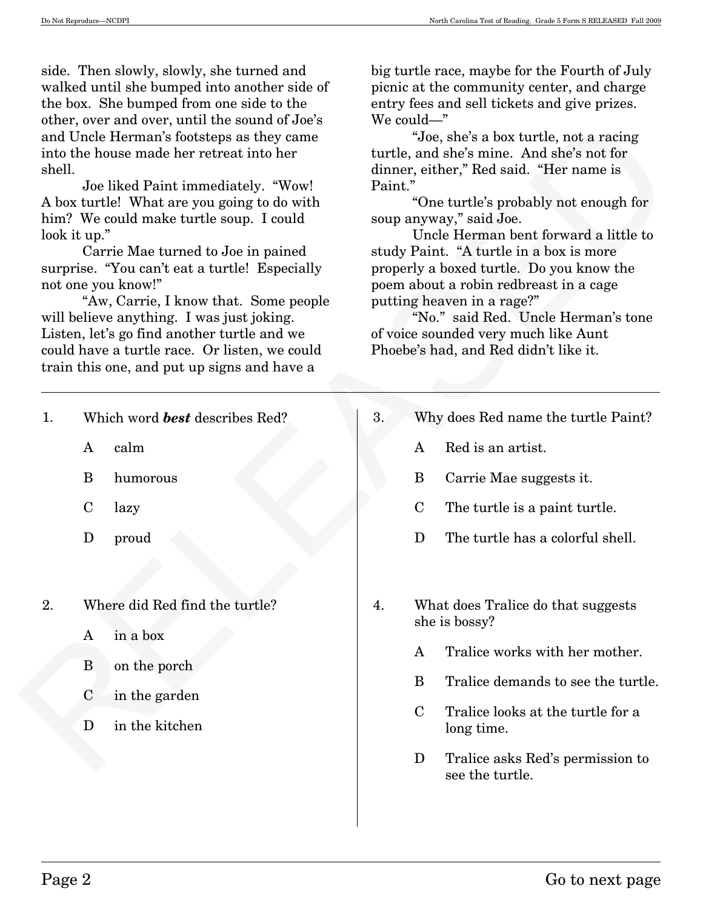side. Then slowly, slowly, she turned and walked until she bumped into another side of the box. She bumped from one side to the other, over and over, until the sound of Joe's and Uncle Herman's footsteps as they came into the house made her retreat into her shell.

Joe liked Paint immediately. "Wow! A box turtle! What are you going to do with him? We could make turtle soup. I could look it up."

Carrie Mae turned to Joe in pained surprise. "You can't eat a turtle! Especially not one you know!"

"Aw, Carrie, I know that. Some people will believe anything. I was just joking. Listen, let's go find another turtle and we could have a turtle race. Or listen, we could train this one, and put up signs and have a big turtle race, maybe for the Fourth of July picnic at the community center, and charge entry fees and sell tickets and give prizes. We could—"

"Joe, she's a box turtle, not a racing turtle, and she's mine. And she's not for dinner, either," Red said. "Her name is Paint."

"One turtle's probably not enough for soup anyway," said Joe.

Uncle Herman bent forward a little to study Paint. "A turtle in a box is more properly a boxed turtle. Do you know the poem about a robin redbreast in a cage putting heaven in a rage?"

"No." said Red. Uncle Herman's tone of voice sounded very much like Aunt Phoebe's had, and Red didn't like it.

---

1. Which word ***best*** describes Red?

   A calm

   B humorous

   C lazy

   D proud

2. Where did Red find the turtle?

   A in a box

   B on the porch

   C in the garden

   D in the kitchen

3. Why does Red name the turtle Paint?

   A Red is an artist.

   B Carrie Mae suggests it.

   C The turtle is a paint turtle.

   D The turtle has a colorful shell.

4. What does Tralice do that suggests she is bossy?

   A Tralice works with her mother.

   B Tralice demands to see the turtle.

   C Tralice looks at the turtle for a long time.

   D Tralice asks Red's permission to see the turtle.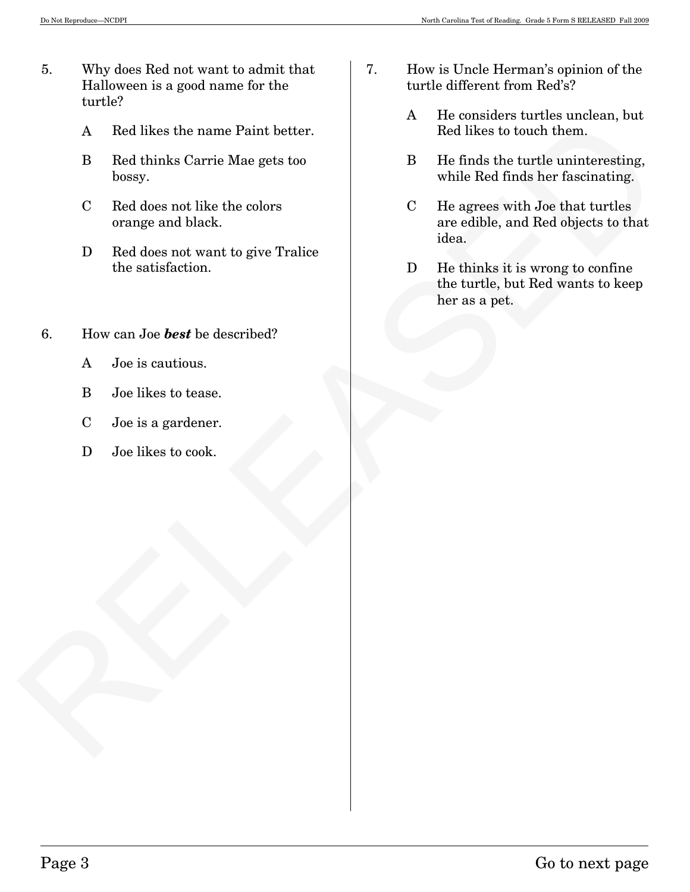5. Why does Red not want to admit that Halloween is a good name for the turtle?

   A Red likes the name Paint better.

   B Red thinks Carrie Mae gets too bossy.

   C Red does not like the colors orange and black.

   D Red does not want to give Tralice the satisfaction.

6. How can Joe ***best*** be described?

   A Joe is cautious.

   B Joe likes to tease.

   C Joe is a gardener.

   D Joe likes to cook.

7. How is Uncle Herman's opinion of the turtle different from Red's?

   A He considers turtles unclean, but Red likes to touch them.

   B He finds the turtle uninteresting, while Red finds her fascinating.

   C He agrees with Joe that turtles are edible, and Red objects to that idea.

   D He thinks it is wrong to confine the turtle, but Red wants to keep her as a pet.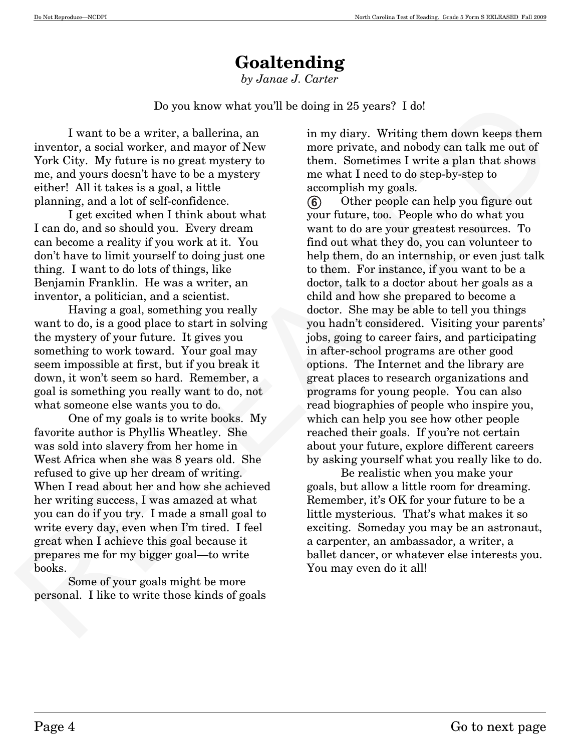# Goaltending

*by Janae J. Carter*

Do you know what you'll be doing in 25 years? I do!

I want to be a writer, a ballerina, an inventor, a social worker, and mayor of New York City. My future is no great mystery to me, and yours doesn't have to be a mystery either! All it takes is a goal, a little planning, and a lot of self-confidence.

I get excited when I think about what I can do, and so should you. Every dream can become a reality if you work at it. You don't have to limit yourself to doing just one thing. I want to do lots of things, like Benjamin Franklin. He was a writer, an inventor, a politician, and a scientist.

Having a goal, something you really want to do, is a good place to start in solving the mystery of your future. It gives you something to work toward. Your goal may seem impossible at first, but if you break it down, it won't seem so hard. Remember, a goal is something you really want to do, not what someone else wants you to do.

One of my goals is to write books. My favorite author is Phyllis Wheatley. She was sold into slavery from her home in West Africa when she was 8 years old. She refused to give up her dream of writing. When I read about her and how she achieved her writing success, I was amazed at what you can do if you try. I made a small goal to write every day, even when I'm tired. I feel great when I achieve this goal because it prepares me for my bigger goal—to write books.

Some of your goals might be more personal. I like to write those kinds of goals in my diary. Writing them down keeps them more private, and nobody can talk me out of them. Sometimes I write a plan that shows me what I need to do step-by-step to accomplish my goals.

(6) Other people can help you figure out your future, too. People who do what you want to do are your greatest resources. To find out what they do, you can volunteer to help them, do an internship, or even just talk to them. For instance, if you want to be a doctor, talk to a doctor about her goals as a child and how she prepared to become a doctor. She may be able to tell you things you hadn't considered. Visiting your parents' jobs, going to career fairs, and participating in after-school programs are other good options. The Internet and the library are great places to research organizations and programs for young people. You can also read biographies of people who inspire you, which can help you see how other people reached their goals. If you're not certain about your future, explore different careers by asking yourself what you really like to do.

Be realistic when you make your goals, but allow a little room for dreaming. Remember, it's OK for your future to be a little mysterious. That's what makes it so exciting. Someday you may be an astronaut, a carpenter, an ambassador, a writer, a ballet dancer, or whatever else interests you. You may even do it all!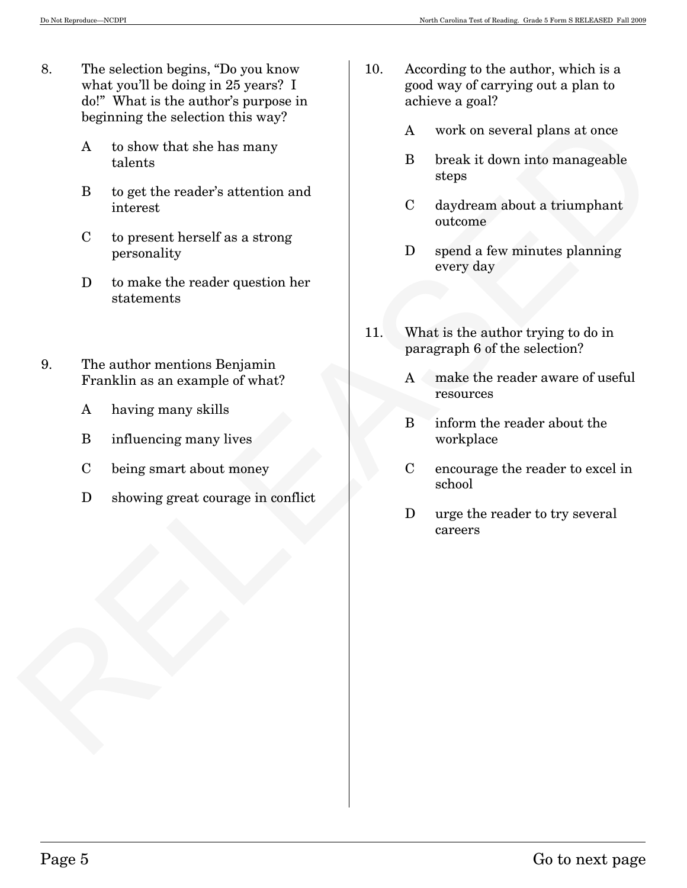8. The selection begins, "Do you know what you'll be doing in 25 years? I do!" What is the author's purpose in beginning the selection this way?

   A to show that she has many talents

   B to get the reader's attention and interest

   C to present herself as a strong personality

   D to make the reader question her statements

9. The author mentions Benjamin Franklin as an example of what?

   A having many skills

   B influencing many lives

   C being smart about money

   D showing great courage in conflict

10. According to the author, which is a good way of carrying out a plan to achieve a goal?

    A work on several plans at once

    B break it down into manageable steps

    C daydream about a triumphant outcome

    D spend a few minutes planning every day

11. What is the author trying to do in paragraph 6 of the selection?

    A make the reader aware of useful resources

    B inform the reader about the workplace

    C encourage the reader to excel in school

    D urge the reader to try several careers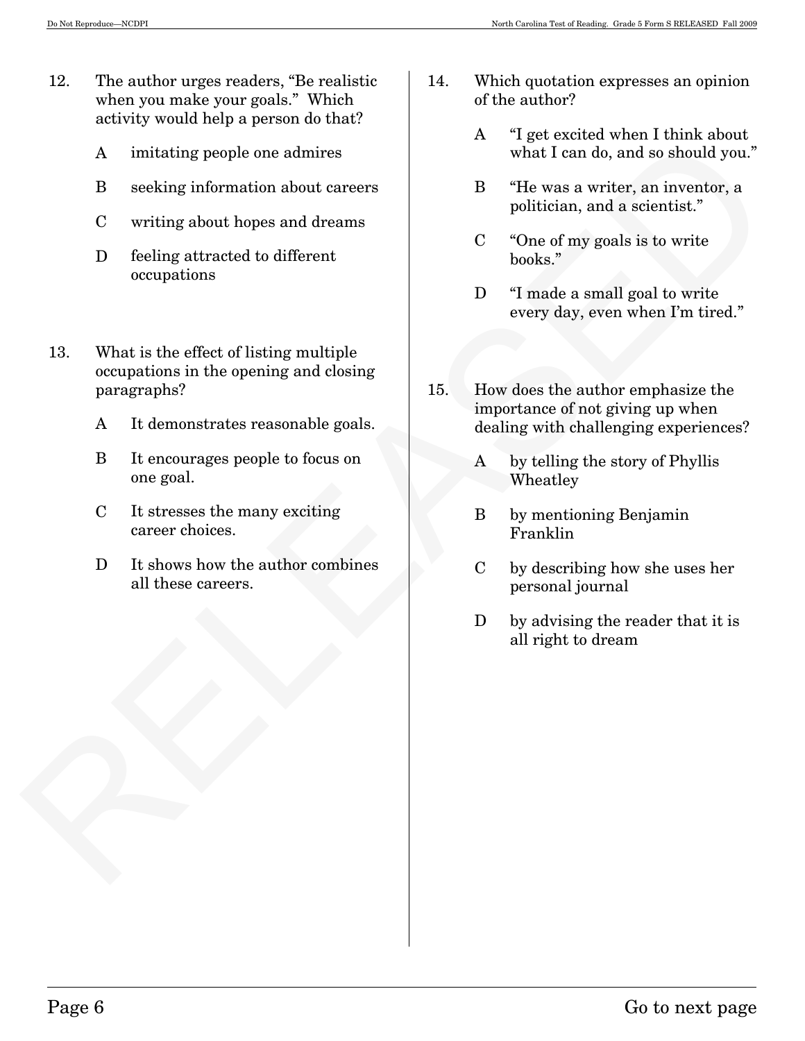12. The author urges readers, "Be realistic when you make your goals." Which activity would help a person do that?

    A imitating people one admires

    B seeking information about careers

    C writing about hopes and dreams

    D feeling attracted to different occupations

13. What is the effect of listing multiple occupations in the opening and closing paragraphs?

    A It demonstrates reasonable goals.

    B It encourages people to focus on one goal.

    C It stresses the many exciting career choices.

    D It shows how the author combines all these careers.

14. Which quotation expresses an opinion of the author?

    A "I get excited when I think about what I can do, and so should you."

    B "He was a writer, an inventor, a politician, and a scientist."

    C "One of my goals is to write books."

    D "I made a small goal to write every day, even when I'm tired."

15. How does the author emphasize the importance of not giving up when dealing with challenging experiences?

    A by telling the story of Phyllis Wheatley

    B by mentioning Benjamin Franklin

    C by describing how she uses her personal journal

    D by advising the reader that it is all right to dream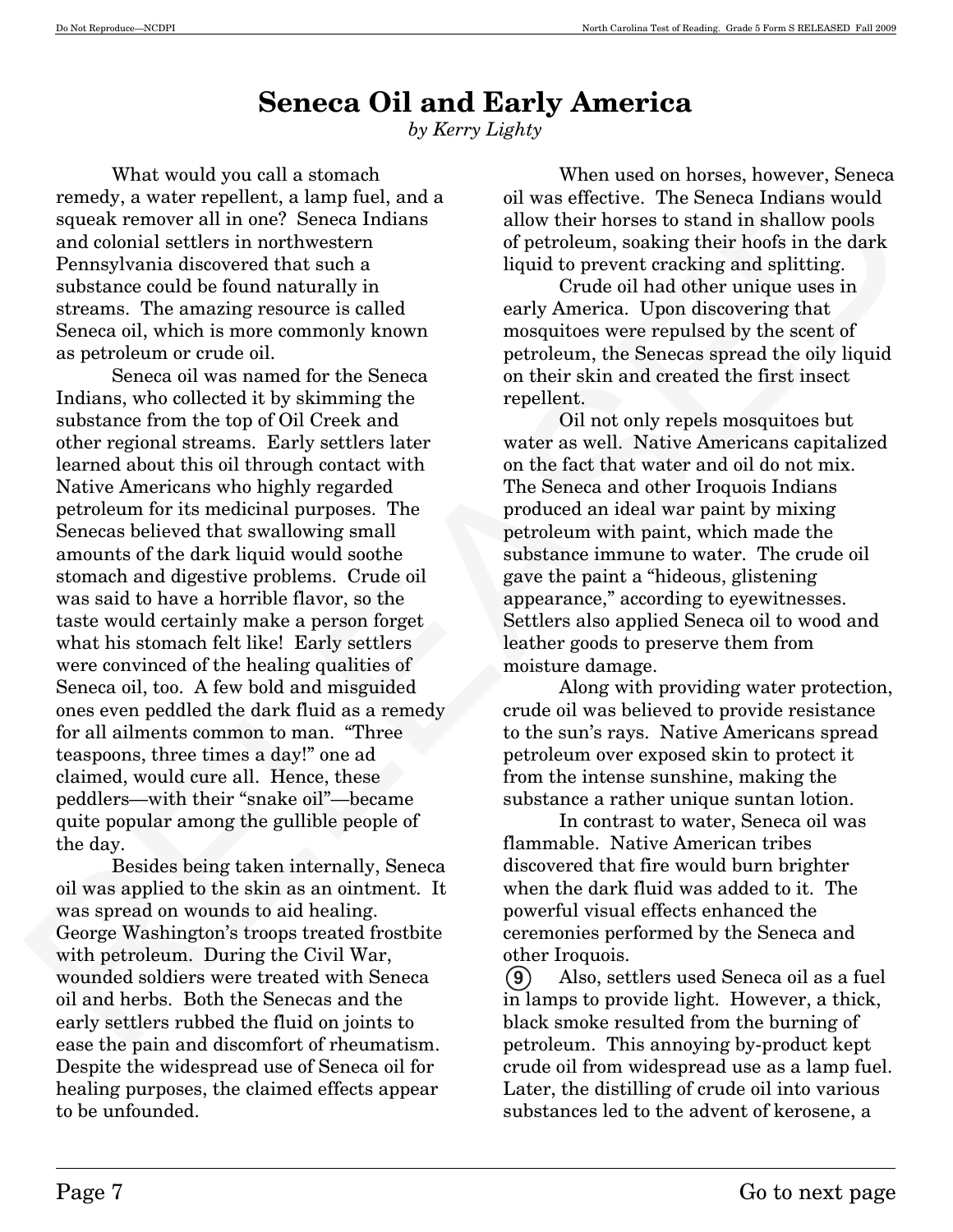# Seneca Oil and Early America

*by Kerry Lighty*

What would you call a stomach remedy, a water repellent, a lamp fuel, and a squeak remover all in one? Seneca Indians and colonial settlers in northwestern Pennsylvania discovered that such a substance could be found naturally in streams. The amazing resource is called Seneca oil, which is more commonly known as petroleum or crude oil.

Seneca oil was named for the Seneca Indians, who collected it by skimming the substance from the top of Oil Creek and other regional streams. Early settlers later learned about this oil through contact with Native Americans who highly regarded petroleum for its medicinal purposes. The Senecas believed that swallowing small amounts of the dark liquid would soothe stomach and digestive problems. Crude oil was said to have a horrible flavor, so the taste would certainly make a person forget what his stomach felt like! Early settlers were convinced of the healing qualities of Seneca oil, too. A few bold and misguided ones even peddled the dark fluid as a remedy for all ailments common to man. "Three teaspoons, three times a day!" one ad claimed, would cure all. Hence, these peddlers—with their "snake oil"—became quite popular among the gullible people of the day.

Besides being taken internally, Seneca oil was applied to the skin as an ointment. It was spread on wounds to aid healing. George Washington's troops treated frostbite with petroleum. During the Civil War, wounded soldiers were treated with Seneca oil and herbs. Both the Senecas and the early settlers rubbed the fluid on joints to ease the pain and discomfort of rheumatism. Despite the widespread use of Seneca oil for healing purposes, the claimed effects appear to be unfounded.

When used on horses, however, Seneca oil was effective. The Seneca Indians would allow their horses to stand in shallow pools of petroleum, soaking their hoofs in the dark liquid to prevent cracking and splitting.

Crude oil had other unique uses in early America. Upon discovering that mosquitoes were repulsed by the scent of petroleum, the Senecas spread the oily liquid on their skin and created the first insect repellent.

Oil not only repels mosquitoes but water as well. Native Americans capitalized on the fact that water and oil do not mix. The Seneca and other Iroquois Indians produced an ideal war paint by mixing petroleum with paint, which made the substance immune to water. The crude oil gave the paint a "hideous, glistening appearance," according to eyewitnesses. Settlers also applied Seneca oil to wood and leather goods to preserve them from moisture damage.

Along with providing water protection, crude oil was believed to provide resistance to the sun's rays. Native Americans spread petroleum over exposed skin to protect it from the intense sunshine, making the substance a rather unique suntan lotion.

In contrast to water, Seneca oil was flammable. Native American tribes discovered that fire would burn brighter when the dark fluid was added to it. The powerful visual effects enhanced the ceremonies performed by the Seneca and other Iroquois.

(9) Also, settlers used Seneca oil as a fuel in lamps to provide light. However, a thick, black smoke resulted from the burning of petroleum. This annoying by-product kept crude oil from widespread use as a lamp fuel. Later, the distilling of crude oil into various substances led to the advent of kerosene, a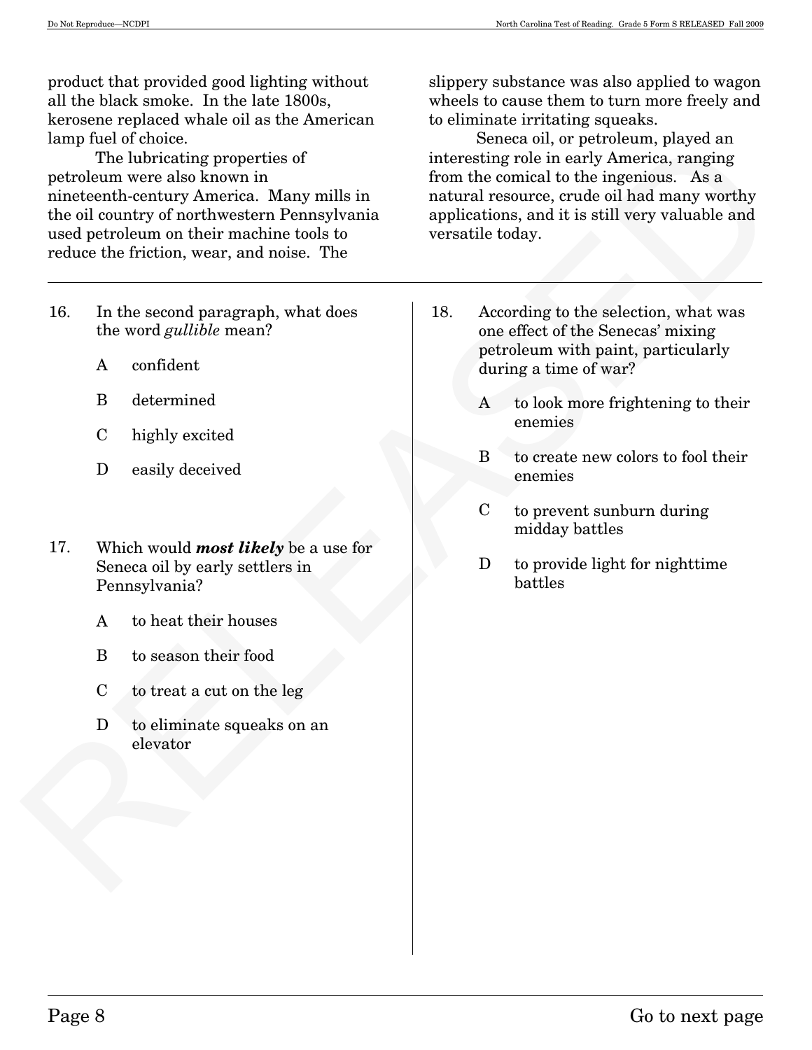product that provided good lighting without all the black smoke. In the late 1800s, kerosene replaced whale oil as the American lamp fuel of choice.

The lubricating properties of petroleum were also known in nineteenth-century America. Many mills in the oil country of northwestern Pennsylvania used petroleum on their machine tools to reduce the friction, wear, and noise. The slippery substance was also applied to wagon wheels to cause them to turn more freely and to eliminate irritating squeaks.

Seneca oil, or petroleum, played an interesting role in early America, ranging from the comical to the ingenious. As a natural resource, crude oil had many worthy applications, and it is still very valuable and versatile today.

---

16. In the second paragraph, what does the word *gullible* mean?

    A confident

    B determined

    C highly excited

    D easily deceived

17. Which would ***most likely*** be a use for Seneca oil by early settlers in Pennsylvania?

    A to heat their houses

    B to season their food

    C to treat a cut on the leg

    D to eliminate squeaks on an elevator

18. According to the selection, what was one effect of the Senecas' mixing petroleum with paint, particularly during a time of war?

    A to look more frightening to their enemies

    B to create new colors to fool their enemies

    C to prevent sunburn during midday battles

    D to provide light for nighttime battles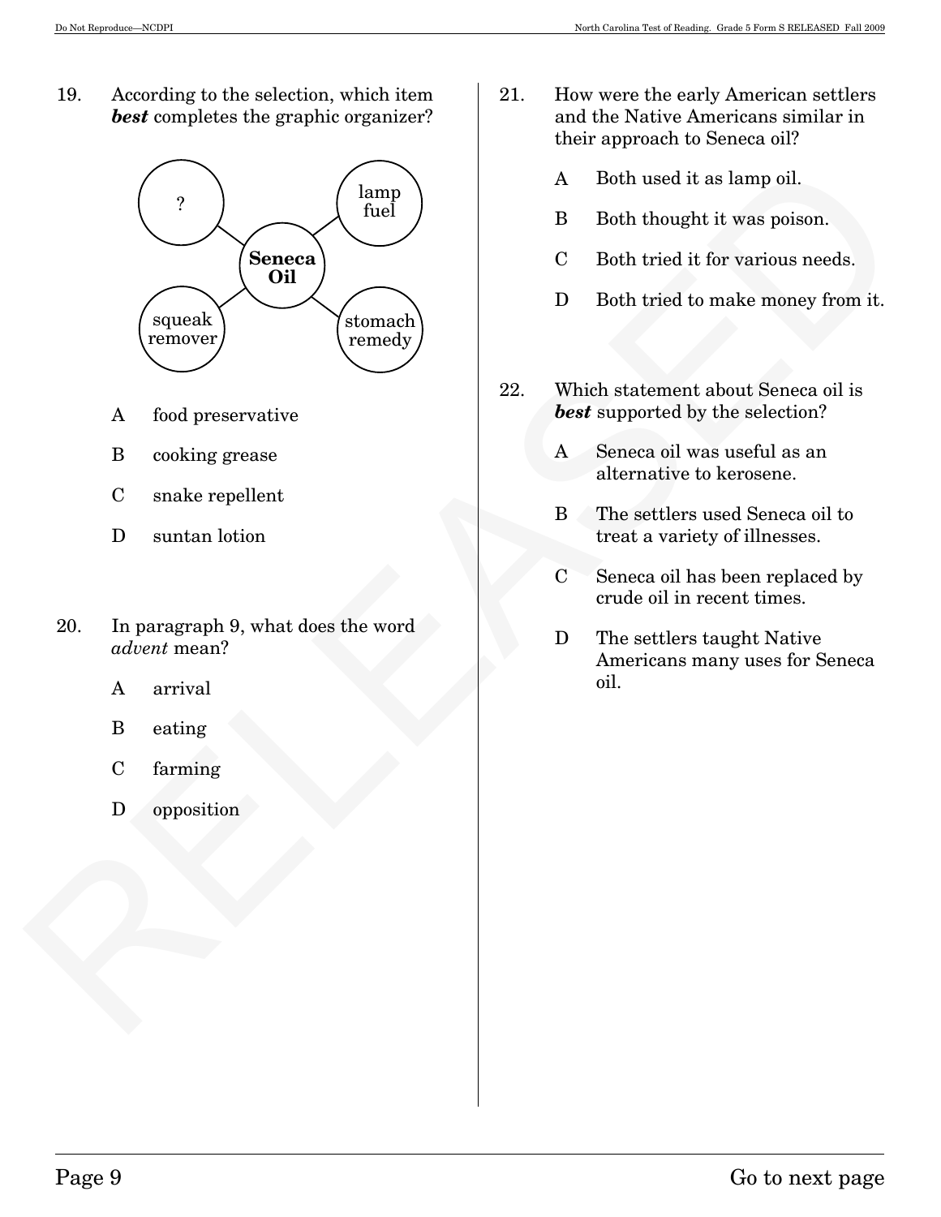19. According to the selection, which item ***best*** completes the graphic organizer?

Seneca Oil: ?, lamp fuel, squeak remover, stomach remedy

A food preservative

B cooking grease

C snake repellent

D suntan lotion

20. In paragraph 9, what does the word *advent* mean?

A arrival

B eating

C farming

D opposition

21. How were the early American settlers and the Native Americans similar in their approach to Seneca oil?

A Both used it as lamp oil.

B Both thought it was poison.

C Both tried it for various needs.

D Both tried to make money from it.

22. Which statement about Seneca oil is ***best*** supported by the selection?

A Seneca oil was useful as an alternative to kerosene.

B The settlers used Seneca oil to treat a variety of illnesses.

C Seneca oil has been replaced by crude oil in recent times.

D The settlers taught Native Americans many uses for Seneca oil.

Go to next page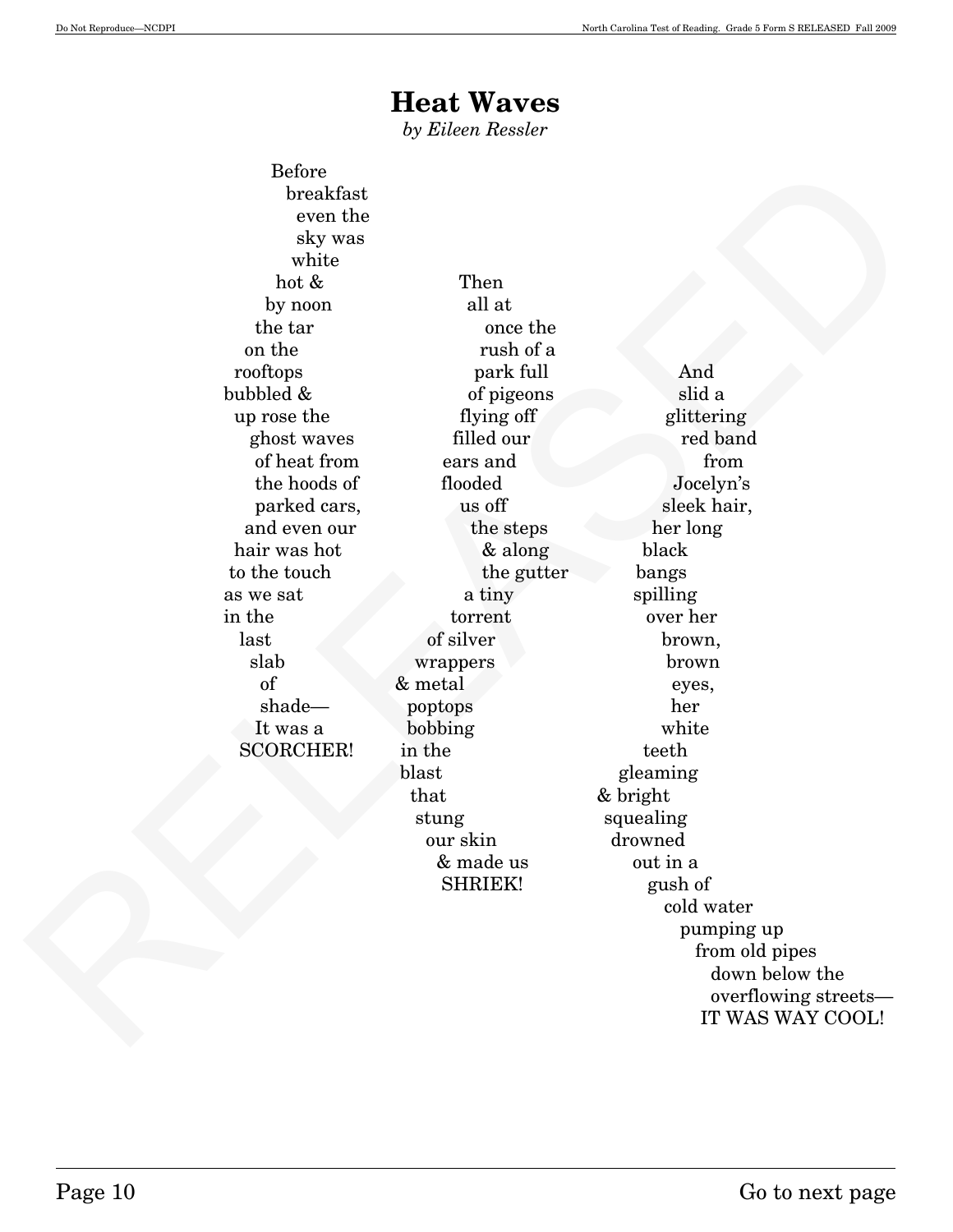# Heat Waves

*by Eileen Ressler*

Before
breakfast
even the
sky was
white
hot &
by noon
the tar
on the
rooftops
bubbled &
up rose the
ghost waves
of heat from
the hoods of
parked cars,
and even our
hair was hot
to the touch
as we sat
in the
last
slab
of
shade—
It was a
SCORCHER!

Then
all at
once the
rush of a
park full
of pigeons
flying off
filled our
ears and
flooded
us off
the steps
& along
the gutter
a tiny
torrent
of silver
wrappers
& metal
poptops
bobbing
in the
blast
that
stung
our skin
& made us
SHRIEK!

And
slid a
glittering
red band
from
Jocelyn's
sleek hair,
her long
black
bangs
spilling
over her
brown,
brown
eyes,
her
white
teeth
gleaming
& bright
squealing
drowned
out in a
gush of
cold water
pumping up
from old pipes
down below the
overflowing streets—
IT WAS WAY COOL!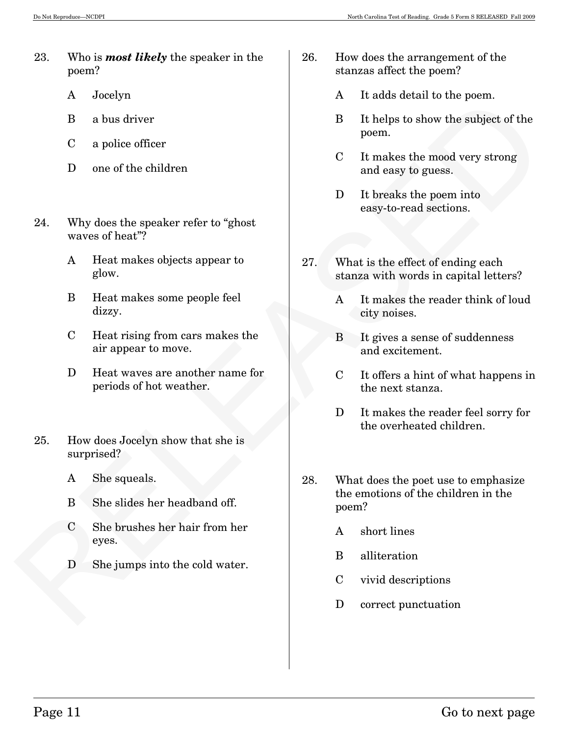23. Who is ***most likely*** the speaker in the poem?

    A Jocelyn

    B a bus driver

    C a police officer

    D one of the children

24. Why does the speaker refer to "ghost waves of heat"?

    A Heat makes objects appear to glow.

    B Heat makes some people feel dizzy.

    C Heat rising from cars makes the air appear to move.

    D Heat waves are another name for periods of hot weather.

25. How does Jocelyn show that she is surprised?

    A She squeals.

    B She slides her headband off.

    C She brushes her hair from her eyes.

    D She jumps into the cold water.

26. How does the arrangement of the stanzas affect the poem?

    A It adds detail to the poem.

    B It helps to show the subject of the poem.

    C It makes the mood very strong and easy to guess.

    D It breaks the poem into easy-to-read sections.

27. What is the effect of ending each stanza with words in capital letters?

    A It makes the reader think of loud city noises.

    B It gives a sense of suddenness and excitement.

    C It offers a hint of what happens in the next stanza.

    D It makes the reader feel sorry for the overheated children.

28. What does the poet use to emphasize the emotions of the children in the poem?

    A short lines

    B alliteration

    C vivid descriptions

    D correct punctuation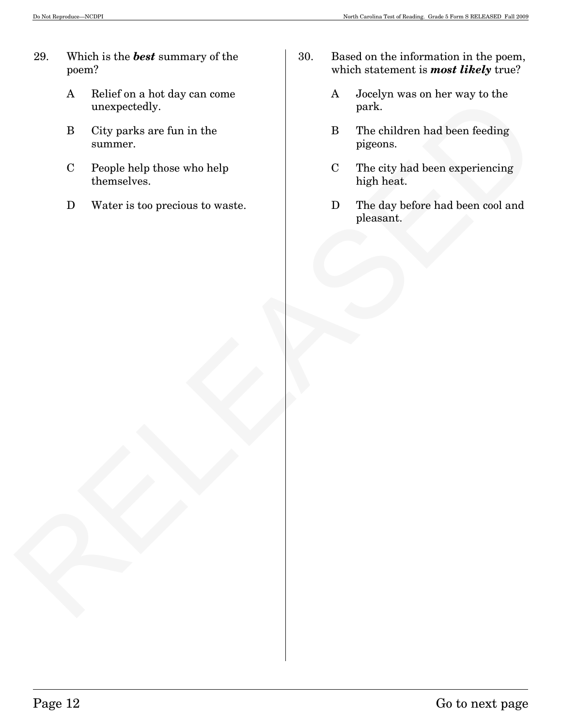29. Which is the ***best*** summary of the poem?

    A Relief on a hot day can come unexpectedly.

    B City parks are fun in the summer.

    C People help those who help themselves.

    D Water is too precious to waste.

30. Based on the information in the poem, which statement is ***most likely*** true?

    A Jocelyn was on her way to the park.

    B The children had been feeding pigeons.

    C The city had been experiencing high heat.

    D The day before had been cool and pleasant.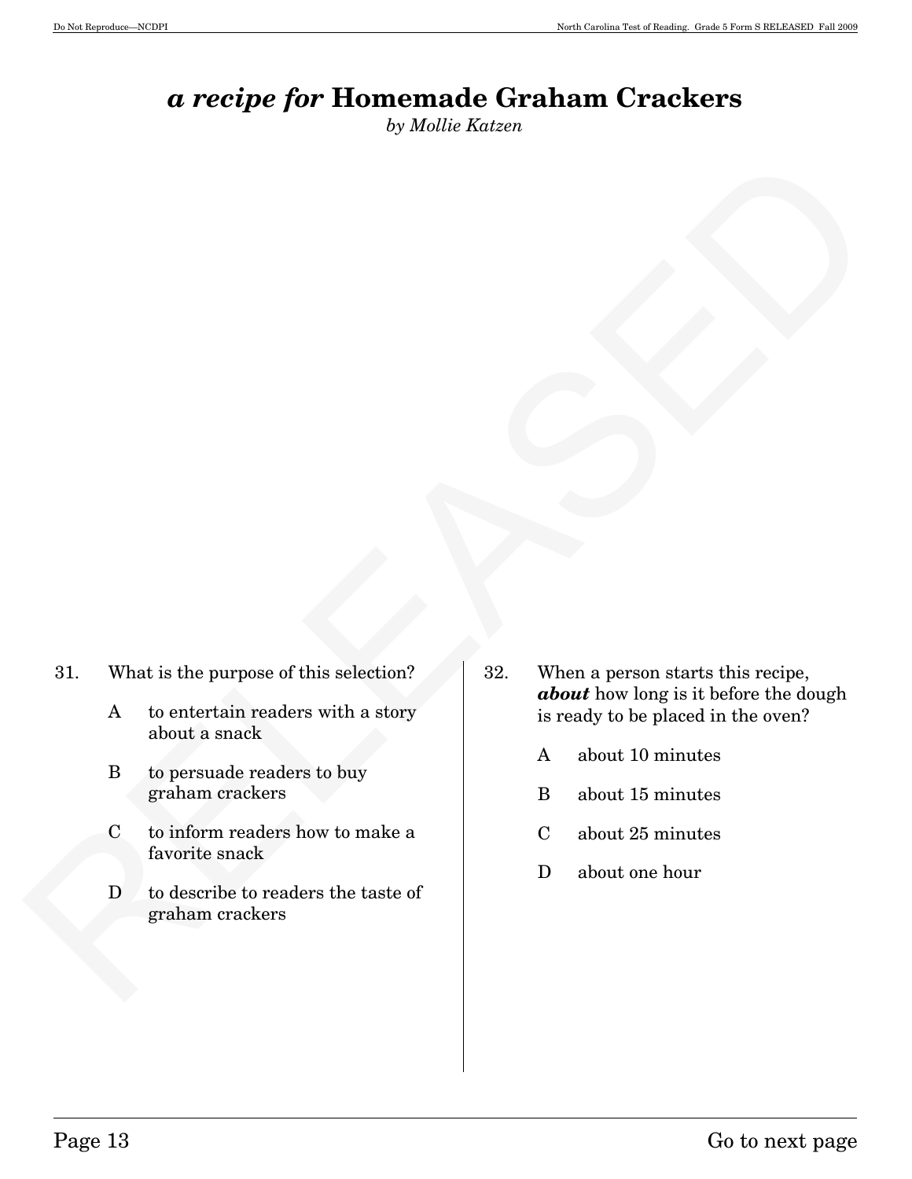# *a recipe for* Homemade Graham Crackers

*by Mollie Katzen*

31. What is the purpose of this selection?

    A to entertain readers with a story about a snack

    B to persuade readers to buy graham crackers

    C to inform readers how to make a favorite snack

    D to describe to readers the taste of graham crackers

32. When a person starts this recipe, ***about*** how long is it before the dough is ready to be placed in the oven?

    A about 10 minutes

    B about 15 minutes

    C about 25 minutes

    D about one hour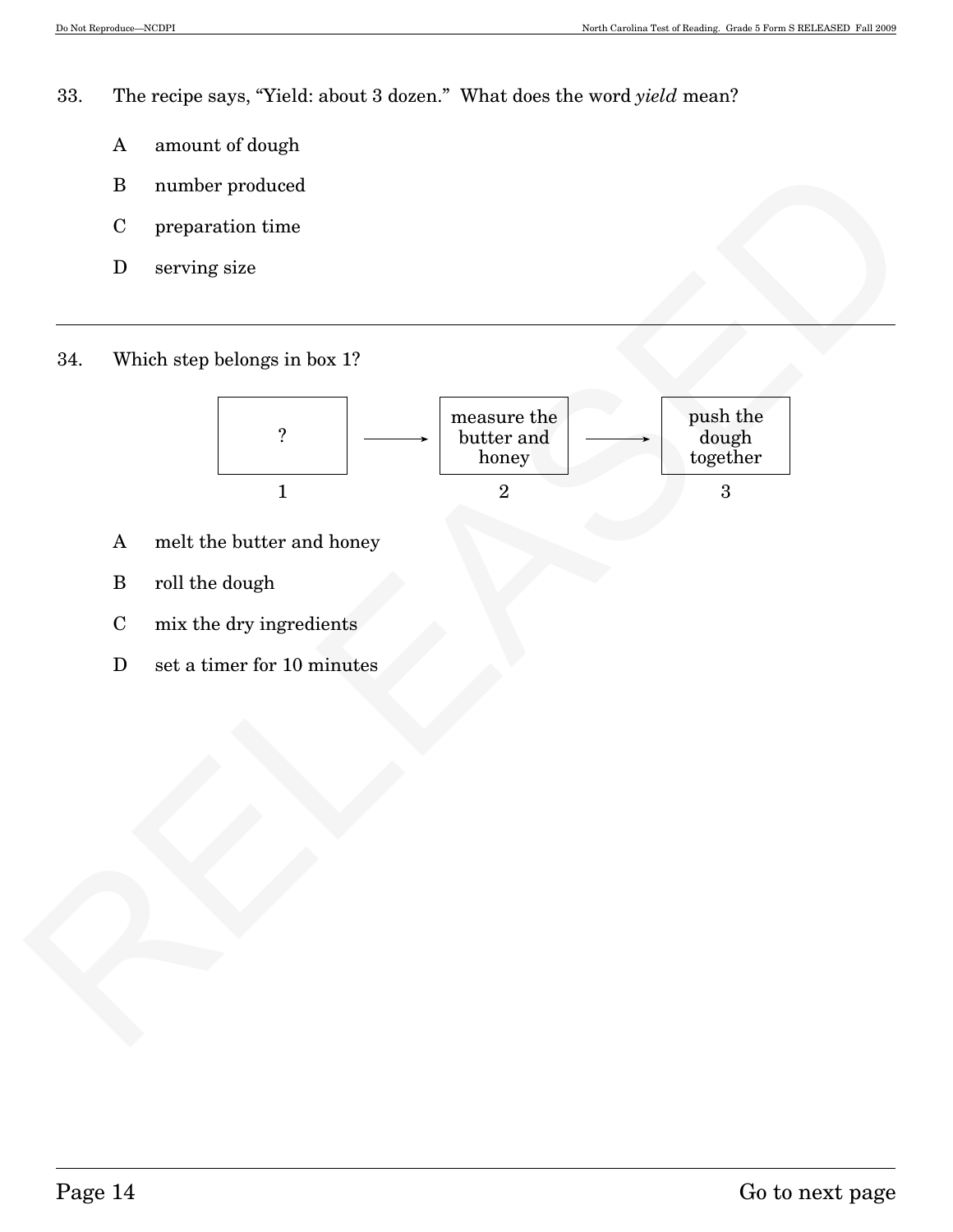33. The recipe says, "Yield: about 3 dozen." What does the word *yield* mean?

A amount of dough

B number produced

C preparation time

D serving size

---

34. Which step belongs in box 1?

| 1 | | 2 | | 3 |
|---|---|---|---|---|
| ? | → | measure the butter and honey | → | push the dough together |

A melt the butter and honey

B roll the dough

C mix the dry ingredients

D set a timer for 10 minutes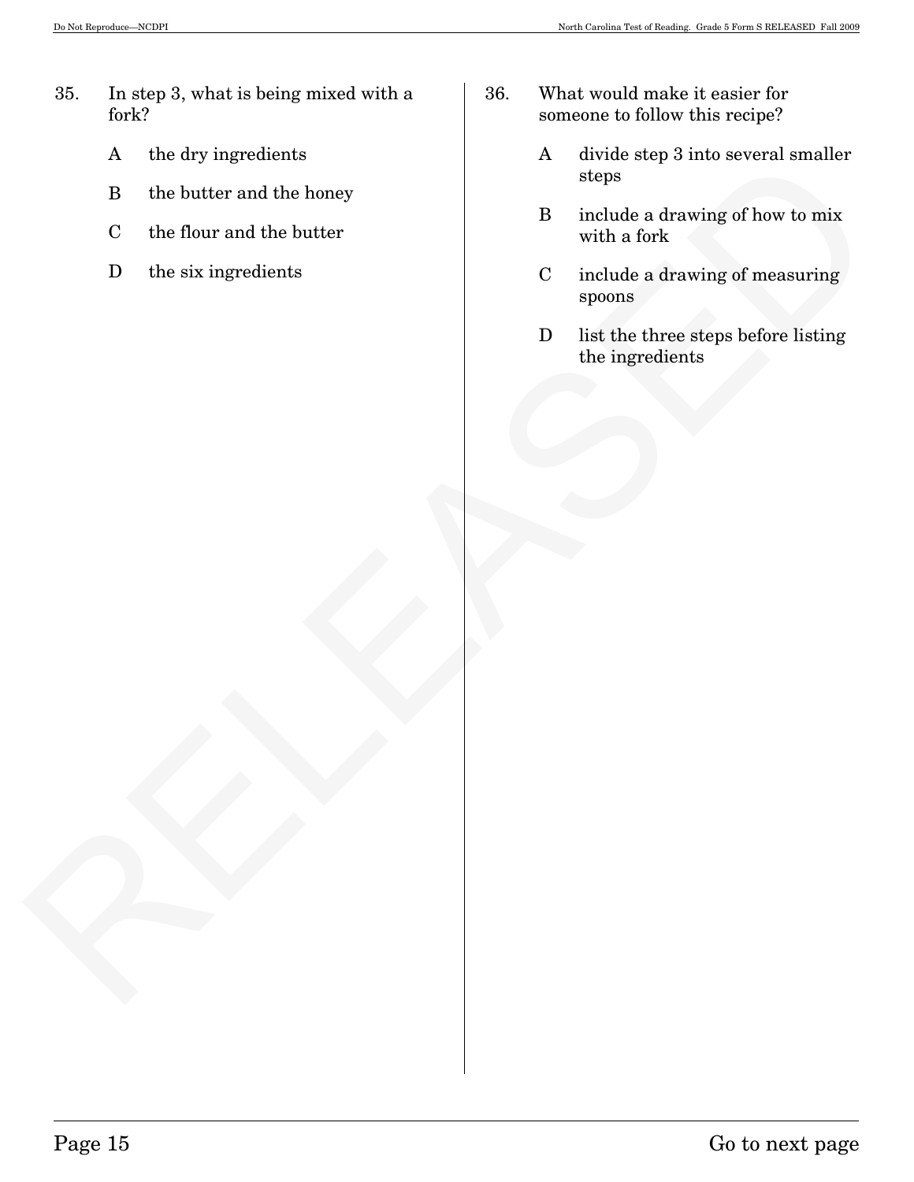35. In step 3, what is being mixed with a fork?

    A the dry ingredients

    B the butter and the honey

    C the flour and the butter

    D the six ingredients

36. What would make it easier for someone to follow this recipe?

    A divide step 3 into several smaller steps

    B include a drawing of how to mix with a fork

    C include a drawing of measuring spoons

    D list the three steps before listing the ingredients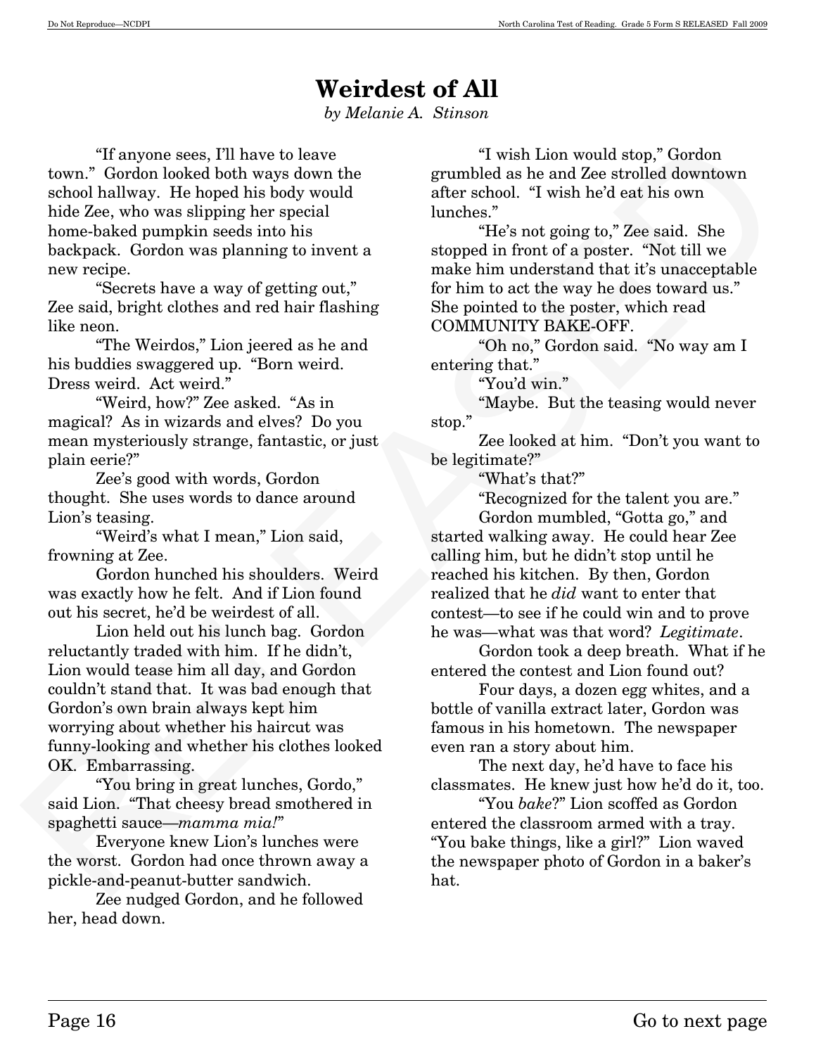# Weirdest of All

*by Melanie A. Stinson*

"If anyone sees, I'll have to leave town." Gordon looked both ways down the school hallway. He hoped his body would hide Zee, who was slipping her special home-baked pumpkin seeds into his backpack. Gordon was planning to invent a new recipe.

"Secrets have a way of getting out," Zee said, bright clothes and red hair flashing like neon.

"The Weirdos," Lion jeered as he and his buddies swaggered up. "Born weird. Dress weird. Act weird."

"Weird, how?" Zee asked. "As in magical? As in wizards and elves? Do you mean mysteriously strange, fantastic, or just plain eerie?"

Zee's good with words, Gordon thought. She uses words to dance around Lion's teasing.

"Weird's what I mean," Lion said, frowning at Zee.

Gordon hunched his shoulders. Weird was exactly how he felt. And if Lion found out his secret, he'd be weirdest of all.

Lion held out his lunch bag. Gordon reluctantly traded with him. If he didn't, Lion would tease him all day, and Gordon couldn't stand that. It was bad enough that Gordon's own brain always kept him worrying about whether his haircut was funny-looking and whether his clothes looked OK. Embarrassing.

"You bring in great lunches, Gordo," said Lion. "That cheesy bread smothered in spaghetti sauce—*mamma mia!*"

Everyone knew Lion's lunches were the worst. Gordon had once thrown away a pickle-and-peanut-butter sandwich.

Zee nudged Gordon, and he followed her, head down.

"I wish Lion would stop," Gordon grumbled as he and Zee strolled downtown after school. "I wish he'd eat his own lunches."

"He's not going to," Zee said. She stopped in front of a poster. "Not till we make him understand that it's unacceptable for him to act the way he does toward us." She pointed to the poster, which read COMMUNITY BAKE-OFF.

"Oh no," Gordon said. "No way am I entering that."

"You'd win."

"Maybe. But the teasing would never stop."

Zee looked at him. "Don't you want to be legitimate?"

"What's that?"

"Recognized for the talent you are."

Gordon mumbled, "Gotta go," and started walking away. He could hear Zee calling him, but he didn't stop until he reached his kitchen. By then, Gordon realized that he *did* want to enter that contest—to see if he could win and to prove he was—what was that word? *Legitimate*.

Gordon took a deep breath. What if he entered the contest and Lion found out?

Four days, a dozen egg whites, and a bottle of vanilla extract later, Gordon was famous in his hometown. The newspaper even ran a story about him.

The next day, he'd have to face his classmates. He knew just how he'd do it, too.

"You *bake*?" Lion scoffed as Gordon entered the classroom armed with a tray. "You bake things, like a girl?" Lion waved the newspaper photo of Gordon in a baker's hat.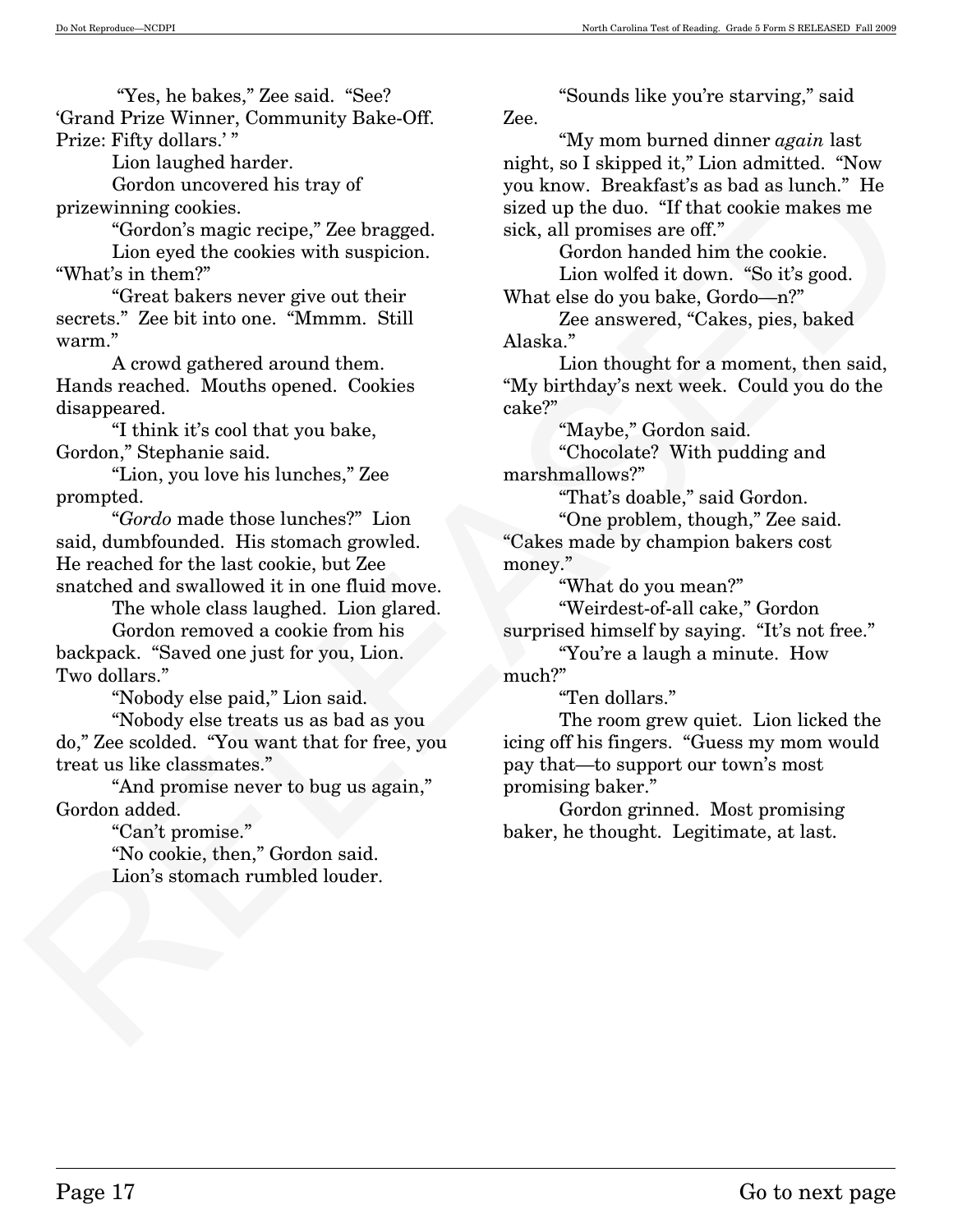"Yes, he bakes," Zee said. "See? 'Grand Prize Winner, Community Bake-Off. Prize: Fifty dollars.' "

Lion laughed harder.

Gordon uncovered his tray of prizewinning cookies.

"Gordon's magic recipe," Zee bragged.

Lion eyed the cookies with suspicion. "What's in them?"

"Great bakers never give out their secrets." Zee bit into one. "Mmmm. Still warm."

A crowd gathered around them. Hands reached. Mouths opened. Cookies disappeared.

"I think it's cool that you bake, Gordon," Stephanie said.

"Lion, you love his lunches," Zee prompted.

"*Gordo* made those lunches?" Lion said, dumbfounded. His stomach growled. He reached for the last cookie, but Zee snatched and swallowed it in one fluid move.

The whole class laughed. Lion glared.

Gordon removed a cookie from his backpack. "Saved one just for you, Lion. Two dollars."

"Nobody else paid," Lion said.

"Nobody else treats us as bad as you do," Zee scolded. "You want that for free, you treat us like classmates."

"And promise never to bug us again," Gordon added.

"Can't promise."

"No cookie, then," Gordon said.

Lion's stomach rumbled louder.

"Sounds like you're starving," said Zee.

"My mom burned dinner *again* last night, so I skipped it," Lion admitted. "Now you know. Breakfast's as bad as lunch." He sized up the duo. "If that cookie makes me sick, all promises are off."

Gordon handed him the cookie.

Lion wolfed it down. "So it's good. What else do you bake, Gordo—n?"

Zee answered, "Cakes, pies, baked Alaska."

Lion thought for a moment, then said, "My birthday's next week. Could you do the cake?"

"Maybe," Gordon said.

"Chocolate? With pudding and marshmallows?"

"That's doable," said Gordon.

"One problem, though," Zee said. "Cakes made by champion bakers cost money."

"What do you mean?"

"Weirdest-of-all cake," Gordon surprised himself by saying. "It's not free."

"You're a laugh a minute. How much?"

"Ten dollars."

The room grew quiet. Lion licked the icing off his fingers. "Guess my mom would pay that—to support our town's most promising baker."

Gordon grinned. Most promising baker, he thought. Legitimate, at last.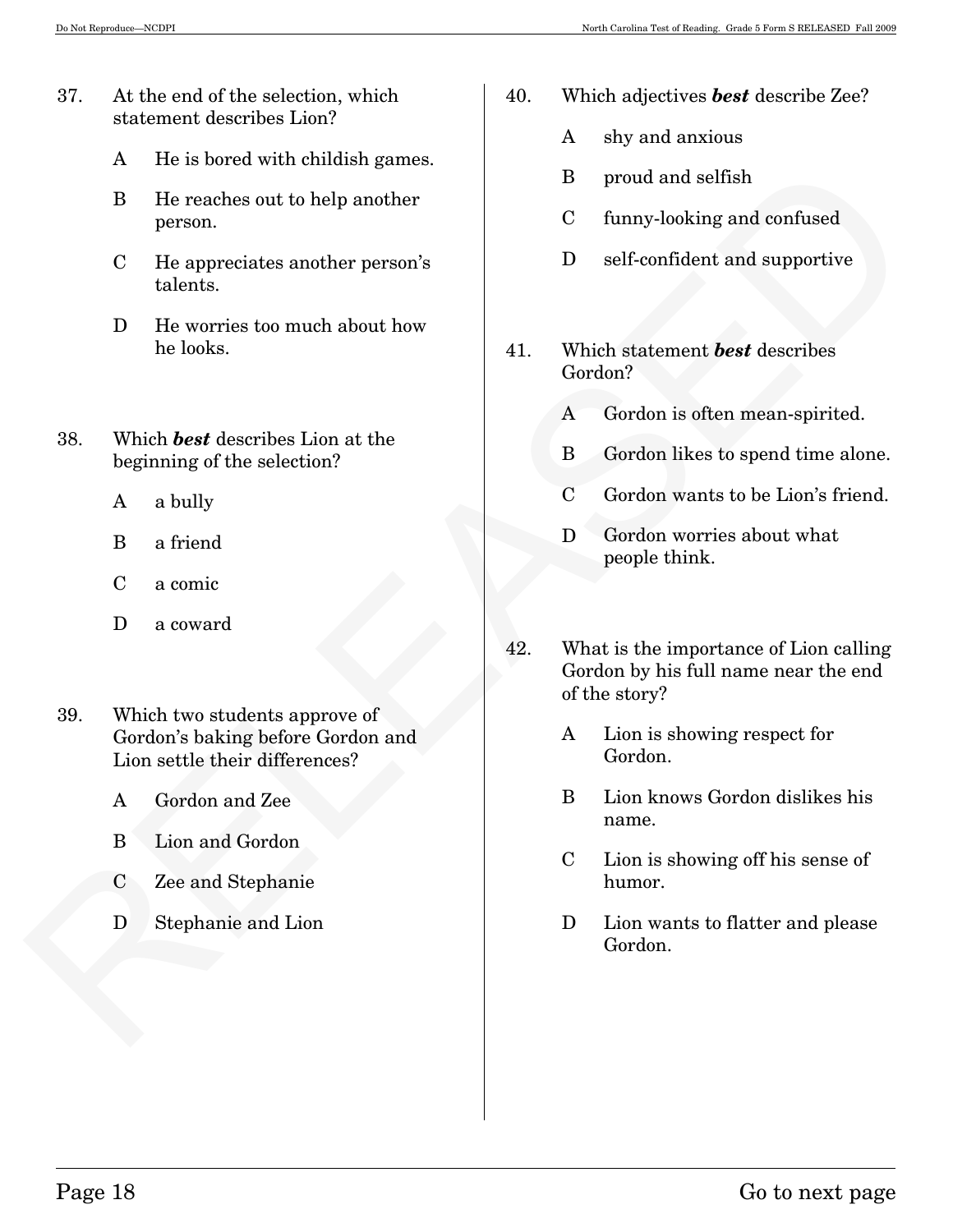37. At the end of the selection, which statement describes Lion?

    A He is bored with childish games.

    B He reaches out to help another person.

    C He appreciates another person's talents.

    D He worries too much about how he looks.

38. Which ***best*** describes Lion at the beginning of the selection?

    A a bully

    B a friend

    C a comic

    D a coward

39. Which two students approve of Gordon's baking before Gordon and Lion settle their differences?

    A Gordon and Zee

    B Lion and Gordon

    C Zee and Stephanie

    D Stephanie and Lion

40. Which adjectives ***best*** describe Zee?

    A shy and anxious

    B proud and selfish

    C funny-looking and confused

    D self-confident and supportive

41. Which statement ***best*** describes Gordon?

    A Gordon is often mean-spirited.

    B Gordon likes to spend time alone.

    C Gordon wants to be Lion's friend.

    D Gordon worries about what people think.

42. What is the importance of Lion calling Gordon by his full name near the end of the story?

    A Lion is showing respect for Gordon.

    B Lion knows Gordon dislikes his name.

    C Lion is showing off his sense of humor.

    D Lion wants to flatter and please Gordon.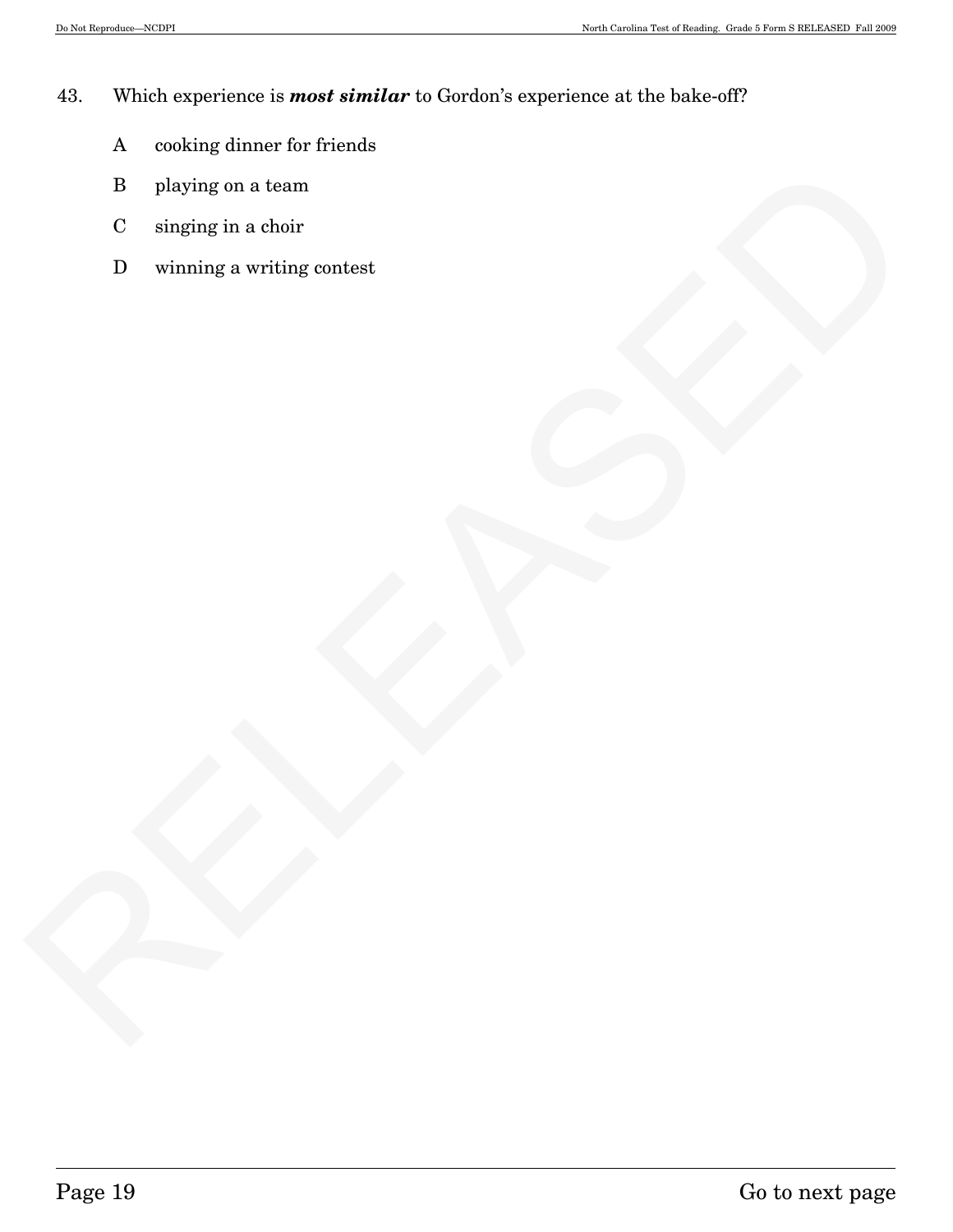43. Which experience is ***most similar*** to Gordon's experience at the bake-off?

A cooking dinner for friends

B playing on a team

C singing in a choir

D winning a writing contest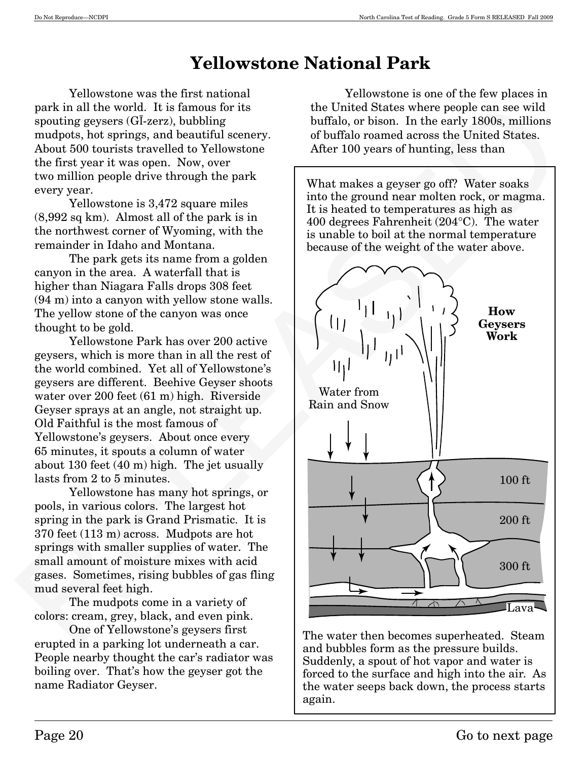# Yellowstone National Park

Yellowstone was the first national park in all the world. It is famous for its spouting geysers (GĪ-zerz), bubbling mudpots, hot springs, and beautiful scenery. About 500 tourists travelled to Yellowstone the first year it was open. Now, over two million people drive through the park every year.

Yellowstone is 3,472 square miles (8,992 sq km). Almost all of the park is in the northwest corner of Wyoming, with the remainder in Idaho and Montana.

The park gets its name from a golden canyon in the area. A waterfall that is higher than Niagara Falls drops 308 feet (94 m) into a canyon with yellow stone walls. The yellow stone of the canyon was once thought to be gold.

Yellowstone Park has over 200 active geysers, which is more than in all the rest of the world combined. Yet all of Yellowstone's geysers are different. Beehive Geyser shoots water over 200 feet (61 m) high. Riverside Geyser sprays at an angle, not straight up. Old Faithful is the most famous of Yellowstone's geysers. About once every 65 minutes, it spouts a column of water about 130 feet (40 m) high. The jet usually lasts from 2 to 5 minutes.

Yellowstone has many hot springs, or pools, in various colors. The largest hot spring in the park is Grand Prismatic. It is 370 feet (113 m) across. Mudpots are hot springs with smaller supplies of water. The small amount of moisture mixes with acid gases. Sometimes, rising bubbles of gas fling mud several feet high.

The mudpots come in a variety of colors: cream, grey, black, and even pink.

One of Yellowstone's geysers first erupted in a parking lot underneath a car. People nearby thought the car's radiator was boiling over. That's how the geyser got the name Radiator Geyser.

Yellowstone is one of the few places in the United States where people can see wild buffalo, or bison. In the early 1800s, millions of buffalo roamed across the United States. After 100 years of hunting, less than

---

What makes a geyser go off? Water soaks into the ground near molten rock, or magma. It is heated to temperatures as high as 400 degrees Fahrenheit (204°C). The water is unable to boil at the normal temperature because of the weight of the water above.

**How Geysers Work**

Water from Rain and Snow

100 ft

200 ft

300 ft

Lava

The water then becomes superheated. Steam and bubbles form as the pressure builds. Suddenly, a spout of hot vapor and water is forced to the surface and high into the air. As the water seeps back down, the process starts again.

---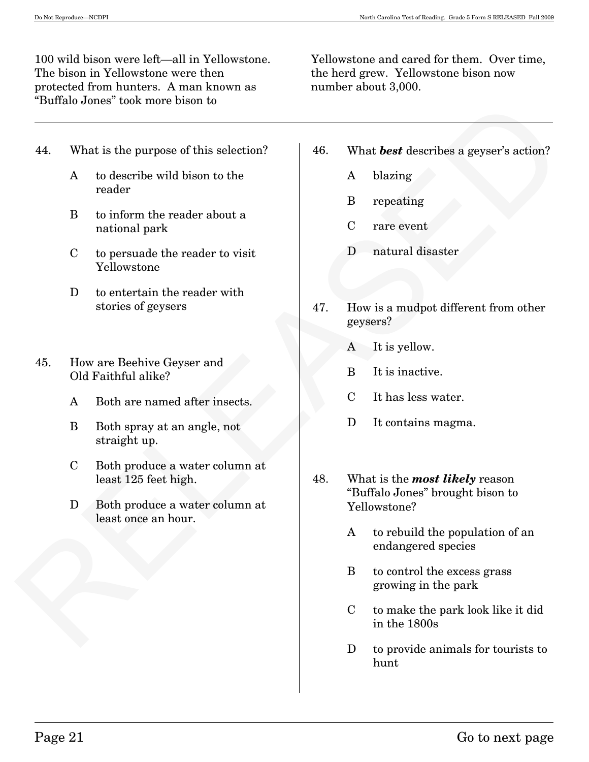100 wild bison were left—all in Yellowstone. The bison in Yellowstone were then protected from hunters. A man known as "Buffalo Jones" took more bison to Yellowstone and cared for them. Over time, the herd grew. Yellowstone bison now number about 3,000.

---

44. What is the purpose of this selection?

    A to describe wild bison to the reader

    B to inform the reader about a national park

    C to persuade the reader to visit Yellowstone

    D to entertain the reader with stories of geysers

45. How are Beehive Geyser and Old Faithful alike?

    A Both are named after insects.

    B Both spray at an angle, not straight up.

    C Both produce a water column at least 125 feet high.

    D Both produce a water column at least once an hour.

46. What ***best*** describes a geyser's action?

    A blazing

    B repeating

    C rare event

    D natural disaster

47. How is a mudpot different from other geysers?

    A It is yellow.

    B It is inactive.

    C It has less water.

    D It contains magma.

48. What is the ***most likely*** reason "Buffalo Jones" brought bison to Yellowstone?

    A to rebuild the population of an endangered species

    B to control the excess grass growing in the park

    C to make the park look like it did in the 1800s

    D to provide animals for tourists to hunt

Go to next page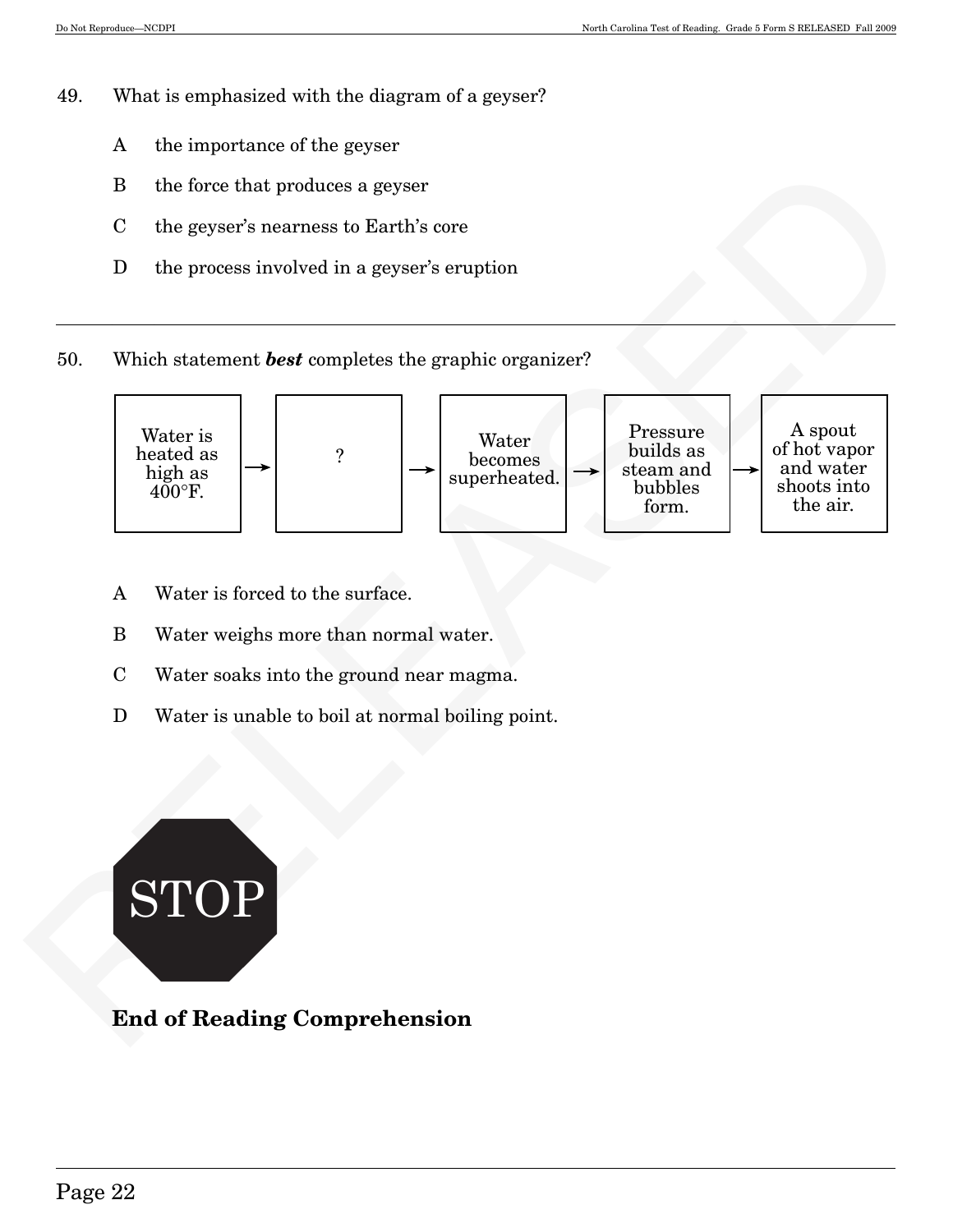49. What is emphasized with the diagram of a geyser?

   A the importance of the geyser

   B the force that produces a geyser

   C the geyser's nearness to Earth's core

   D the process involved in a geyser's eruption

---

50. Which statement ***best*** completes the graphic organizer?

| Water is heated as high as 400°F. | → | ? | → | Water becomes superheated. | → | Pressure builds as steam and bubbles form. | → | A spout of hot vapor and water shoots into the air. |
|---|---|---|---|---|---|---|---|---|

   A Water is forced to the surface.

   B Water weighs more than normal water.

   C Water soaks into the ground near magma.

   D Water is unable to boil at normal boiling point.

STOP

**End of Reading Comprehension**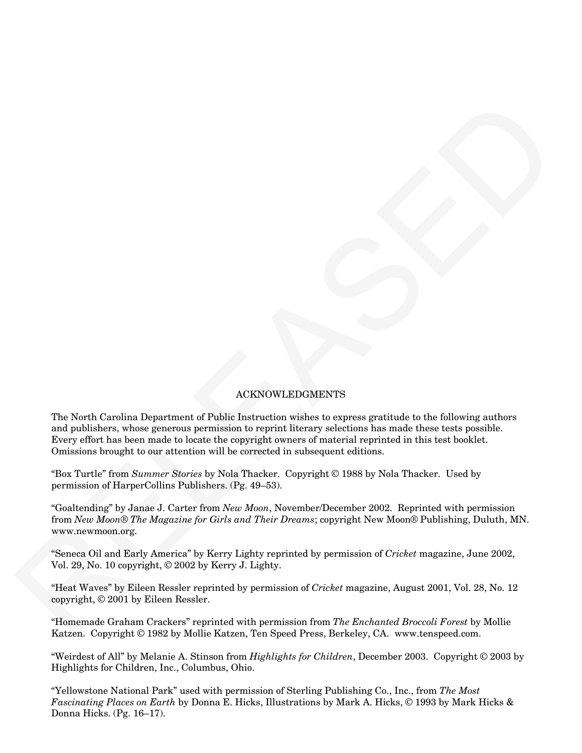## ACKNOWLEDGMENTS

The North Carolina Department of Public Instruction wishes to express gratitude to the following authors and publishers, whose generous permission to reprint literary selections has made these tests possible. Every effort has been made to locate the copyright owners of material reprinted in this test booklet. Omissions brought to our attention will be corrected in subsequent editions.

"Box Turtle" from *Summer Stories* by Nola Thacker. Copyright © 1988 by Nola Thacker. Used by permission of HarperCollins Publishers. (Pg. 49–53).

"Goaltending" by Janae J. Carter from *New Moon*, November/December 2002. Reprinted with permission from *New Moon® The Magazine for Girls and Their Dreams*; copyright New Moon® Publishing, Duluth, MN. www.newmoon.org.

"Seneca Oil and Early America" by Kerry Lighty reprinted by permission of *Cricket* magazine, June 2002, Vol. 29, No. 10 copyright, © 2002 by Kerry J. Lighty.

"Heat Waves" by Eileen Ressler reprinted by permission of *Cricket* magazine, August 2001, Vol. 28, No. 12 copyright, © 2001 by Eileen Ressler.

"Homemade Graham Crackers" reprinted with permission from *The Enchanted Broccoli Forest* by Mollie Katzen. Copyright © 1982 by Mollie Katzen, Ten Speed Press, Berkeley, CA. www.tenspeed.com.

"Weirdest of All" by Melanie A. Stinson from *Highlights for Children*, December 2003. Copyright © 2003 by Highlights for Children, Inc., Columbus, Ohio.

"Yellowstone National Park" used with permission of Sterling Publishing Co., Inc., from *The Most Fascinating Places on Earth* by Donna E. Hicks, Illustrations by Mark A. Hicks, © 1993 by Mark Hicks & Donna Hicks. (Pg. 16–17).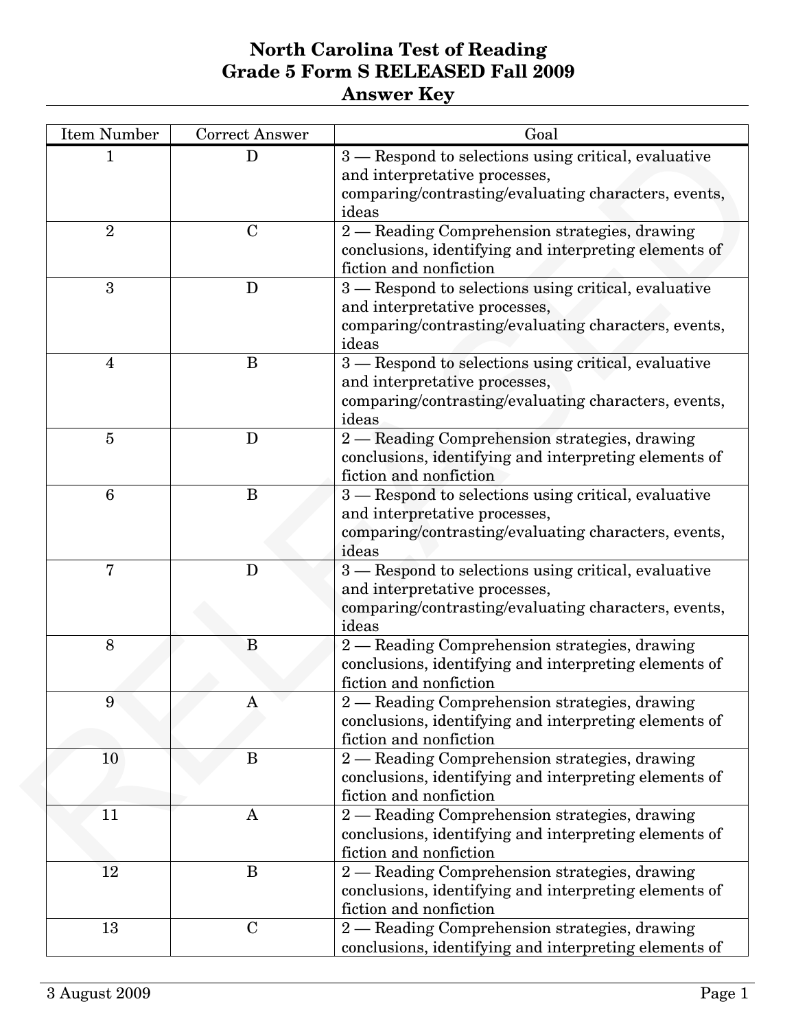# North Carolina Test of Reading
# Grade 5 Form S RELEASED Fall 2009
# Answer Key

| Item Number | Correct Answer | Goal |
|---|---|---|
| 1 | D | 3 — Respond to selections using critical, evaluative and interpretative processes, comparing/contrasting/evaluating characters, events, ideas |
| 2 | C | 2 — Reading Comprehension strategies, drawing conclusions, identifying and interpreting elements of fiction and nonfiction |
| 3 | D | 3 — Respond to selections using critical, evaluative and interpretative processes, comparing/contrasting/evaluating characters, events, ideas |
| 4 | B | 3 — Respond to selections using critical, evaluative and interpretative processes, comparing/contrasting/evaluating characters, events, ideas |
| 5 | D | 2 — Reading Comprehension strategies, drawing conclusions, identifying and interpreting elements of fiction and nonfiction |
| 6 | B | 3 — Respond to selections using critical, evaluative and interpretative processes, comparing/contrasting/evaluating characters, events, ideas |
| 7 | D | 3 — Respond to selections using critical, evaluative and interpretative processes, comparing/contrasting/evaluating characters, events, ideas |
| 8 | B | 2 — Reading Comprehension strategies, drawing conclusions, identifying and interpreting elements of fiction and nonfiction |
| 9 | A | 2 — Reading Comprehension strategies, drawing conclusions, identifying and interpreting elements of fiction and nonfiction |
| 10 | B | 2 — Reading Comprehension strategies, drawing conclusions, identifying and interpreting elements of fiction and nonfiction |
| 11 | A | 2 — Reading Comprehension strategies, drawing conclusions, identifying and interpreting elements of fiction and nonfiction |
| 12 | B | 2 — Reading Comprehension strategies, drawing conclusions, identifying and interpreting elements of fiction and nonfiction |
| 13 | C | 2 — Reading Comprehension strategies, drawing conclusions, identifying and interpreting elements of |

3 August 2009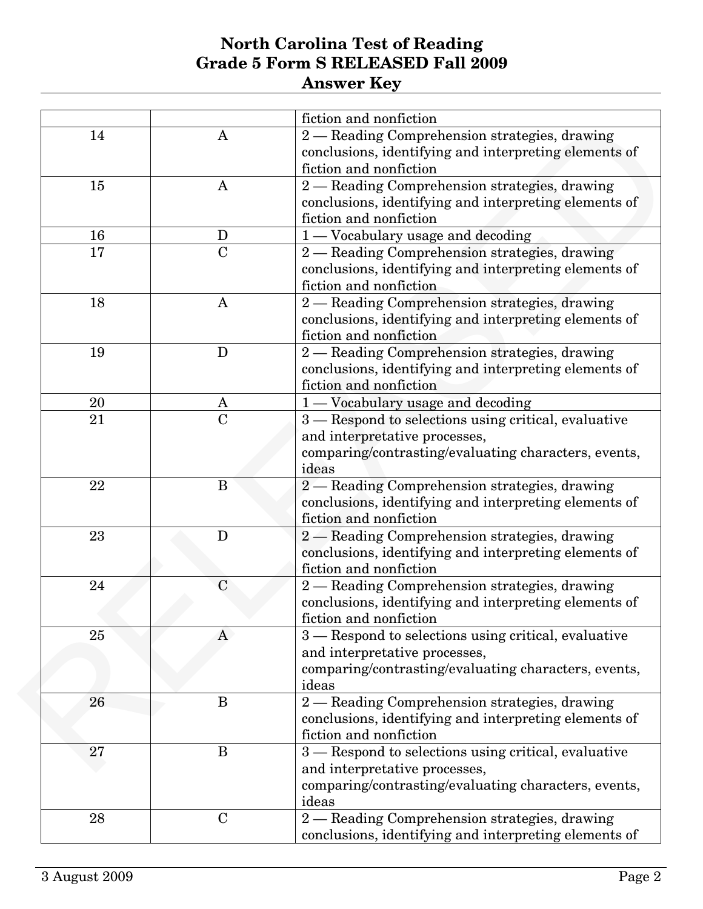# North Carolina Test of Reading
## Grade 5 Form S RELEASED Fall 2009
## Answer Key

| | | |
|---|---|---|
| | | fiction and nonfiction |
| 14 | A | 2 — Reading Comprehension strategies, drawing conclusions, identifying and interpreting elements of fiction and nonfiction |
| 15 | A | 2 — Reading Comprehension strategies, drawing conclusions, identifying and interpreting elements of fiction and nonfiction |
| 16 | D | 1 — Vocabulary usage and decoding |
| 17 | C | 2 — Reading Comprehension strategies, drawing conclusions, identifying and interpreting elements of fiction and nonfiction |
| 18 | A | 2 — Reading Comprehension strategies, drawing conclusions, identifying and interpreting elements of fiction and nonfiction |
| 19 | D | 2 — Reading Comprehension strategies, drawing conclusions, identifying and interpreting elements of fiction and nonfiction |
| 20 | A | 1 — Vocabulary usage and decoding |
| 21 | C | 3 — Respond to selections using critical, evaluative and interpretative processes, comparing/contrasting/evaluating characters, events, ideas |
| 22 | B | 2 — Reading Comprehension strategies, drawing conclusions, identifying and interpreting elements of fiction and nonfiction |
| 23 | D | 2 — Reading Comprehension strategies, drawing conclusions, identifying and interpreting elements of fiction and nonfiction |
| 24 | C | 2 — Reading Comprehension strategies, drawing conclusions, identifying and interpreting elements of fiction and nonfiction |
| 25 | A | 3 — Respond to selections using critical, evaluative and interpretative processes, comparing/contrasting/evaluating characters, events, ideas |
| 26 | B | 2 — Reading Comprehension strategies, drawing conclusions, identifying and interpreting elements of fiction and nonfiction |
| 27 | B | 3 — Respond to selections using critical, evaluative and interpretative processes, comparing/contrasting/evaluating characters, events, ideas |
| 28 | C | 2 — Reading Comprehension strategies, drawing conclusions, identifying and interpreting elements of |

3 August 2009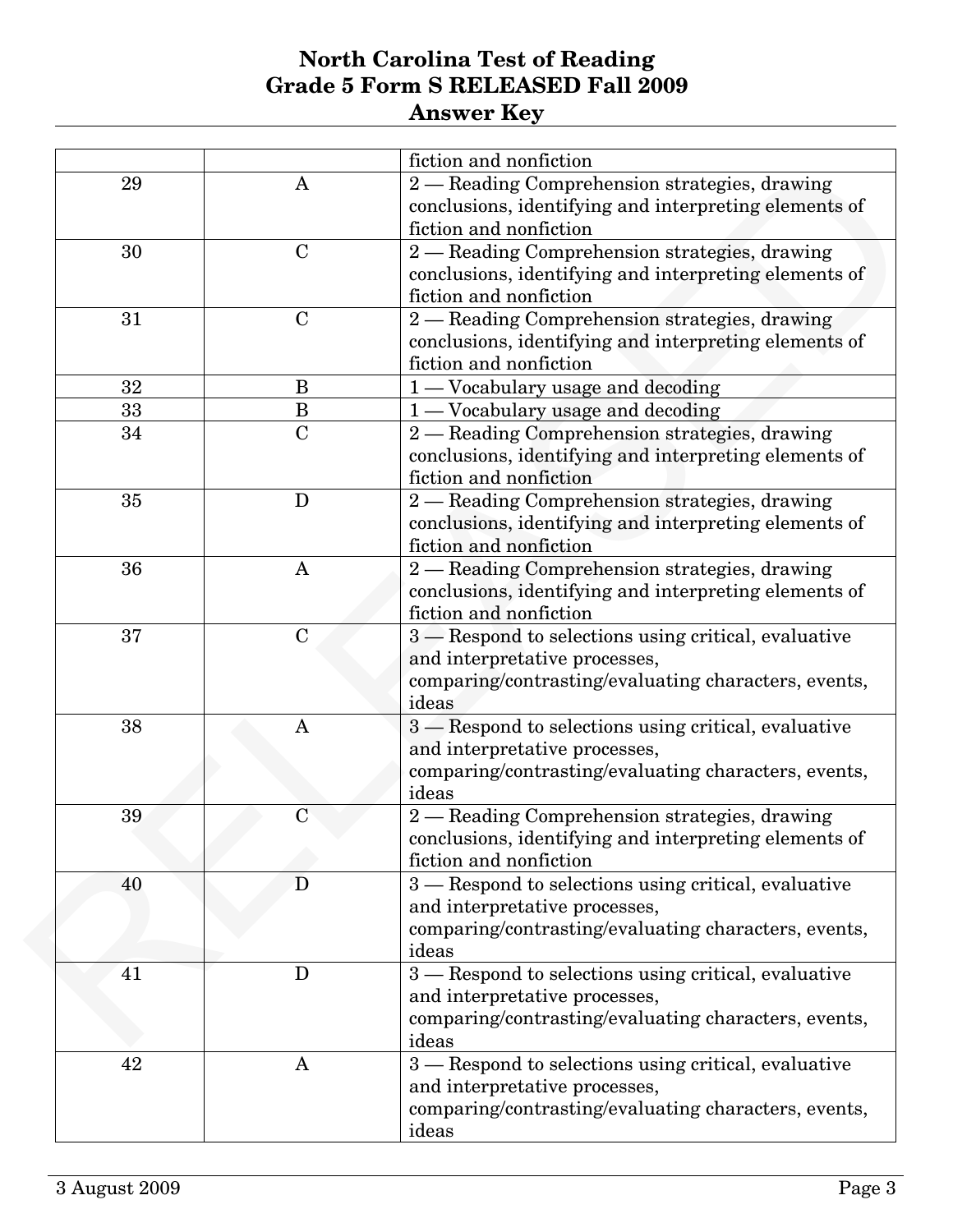# North Carolina Test of Reading
# Grade 5 Form S RELEASED Fall 2009
# Answer Key

| | | |
|---|---|---|
| | | fiction and nonfiction |
| 29 | A | 2 — Reading Comprehension strategies, drawing conclusions, identifying and interpreting elements of fiction and nonfiction |
| 30 | C | 2 — Reading Comprehension strategies, drawing conclusions, identifying and interpreting elements of fiction and nonfiction |
| 31 | C | 2 — Reading Comprehension strategies, drawing conclusions, identifying and interpreting elements of fiction and nonfiction |
| 32 | B | 1 — Vocabulary usage and decoding |
| 33 | B | 1 — Vocabulary usage and decoding |
| 34 | C | 2 — Reading Comprehension strategies, drawing conclusions, identifying and interpreting elements of fiction and nonfiction |
| 35 | D | 2 — Reading Comprehension strategies, drawing conclusions, identifying and interpreting elements of fiction and nonfiction |
| 36 | A | 2 — Reading Comprehension strategies, drawing conclusions, identifying and interpreting elements of fiction and nonfiction |
| 37 | C | 3 — Respond to selections using critical, evaluative and interpretative processes, comparing/contrasting/evaluating characters, events, ideas |
| 38 | A | 3 — Respond to selections using critical, evaluative and interpretative processes, comparing/contrasting/evaluating characters, events, ideas |
| 39 | C | 2 — Reading Comprehension strategies, drawing conclusions, identifying and interpreting elements of fiction and nonfiction |
| 40 | D | 3 — Respond to selections using critical, evaluative and interpretative processes, comparing/contrasting/evaluating characters, events, ideas |
| 41 | D | 3 — Respond to selections using critical, evaluative and interpretative processes, comparing/contrasting/evaluating characters, events, ideas |
| 42 | A | 3 — Respond to selections using critical, evaluative and interpretative processes, comparing/contrasting/evaluating characters, events, ideas |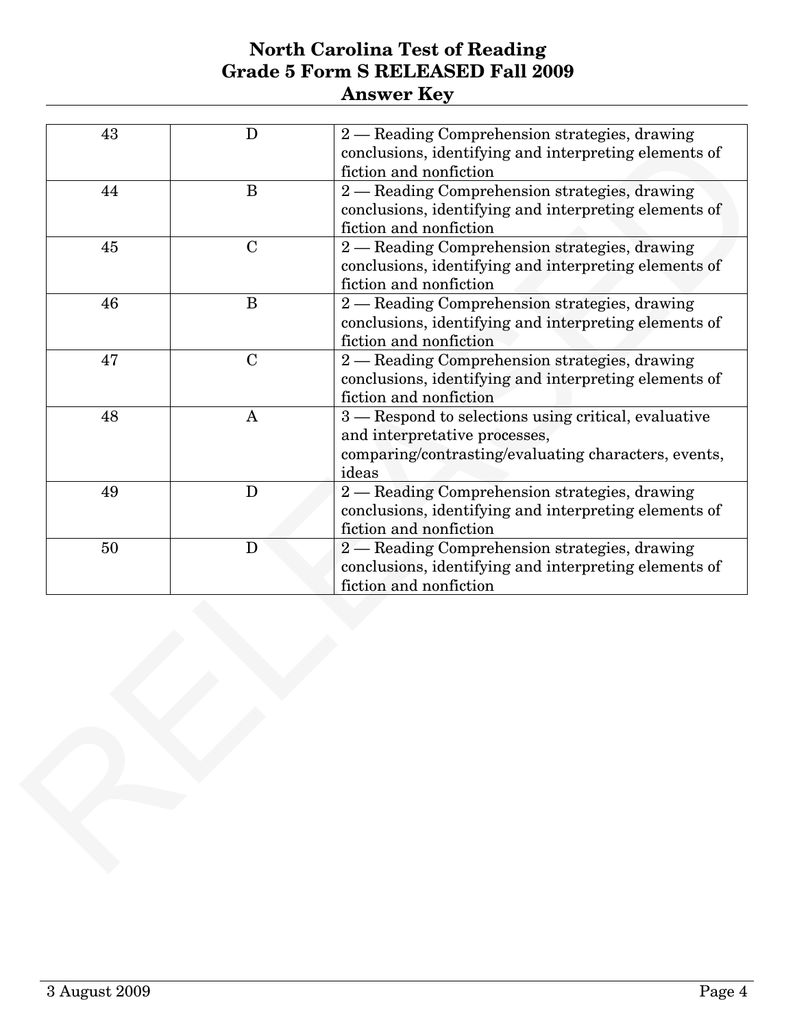# North Carolina Test of Reading
# Grade 5 Form S RELEASED Fall 2009
# Answer Key

| | | |
|---|---|---|
| 43 | D | 2 — Reading Comprehension strategies, drawing conclusions, identifying and interpreting elements of fiction and nonfiction |
| 44 | B | 2 — Reading Comprehension strategies, drawing conclusions, identifying and interpreting elements of fiction and nonfiction |
| 45 | C | 2 — Reading Comprehension strategies, drawing conclusions, identifying and interpreting elements of fiction and nonfiction |
| 46 | B | 2 — Reading Comprehension strategies, drawing conclusions, identifying and interpreting elements of fiction and nonfiction |
| 47 | C | 2 — Reading Comprehension strategies, drawing conclusions, identifying and interpreting elements of fiction and nonfiction |
| 48 | A | 3 — Respond to selections using critical, evaluative and interpretative processes, comparing/contrasting/evaluating characters, events, ideas |
| 49 | D | 2 — Reading Comprehension strategies, drawing conclusions, identifying and interpreting elements of fiction and nonfiction |
| 50 | D | 2 — Reading Comprehension strategies, drawing conclusions, identifying and interpreting elements of fiction and nonfiction |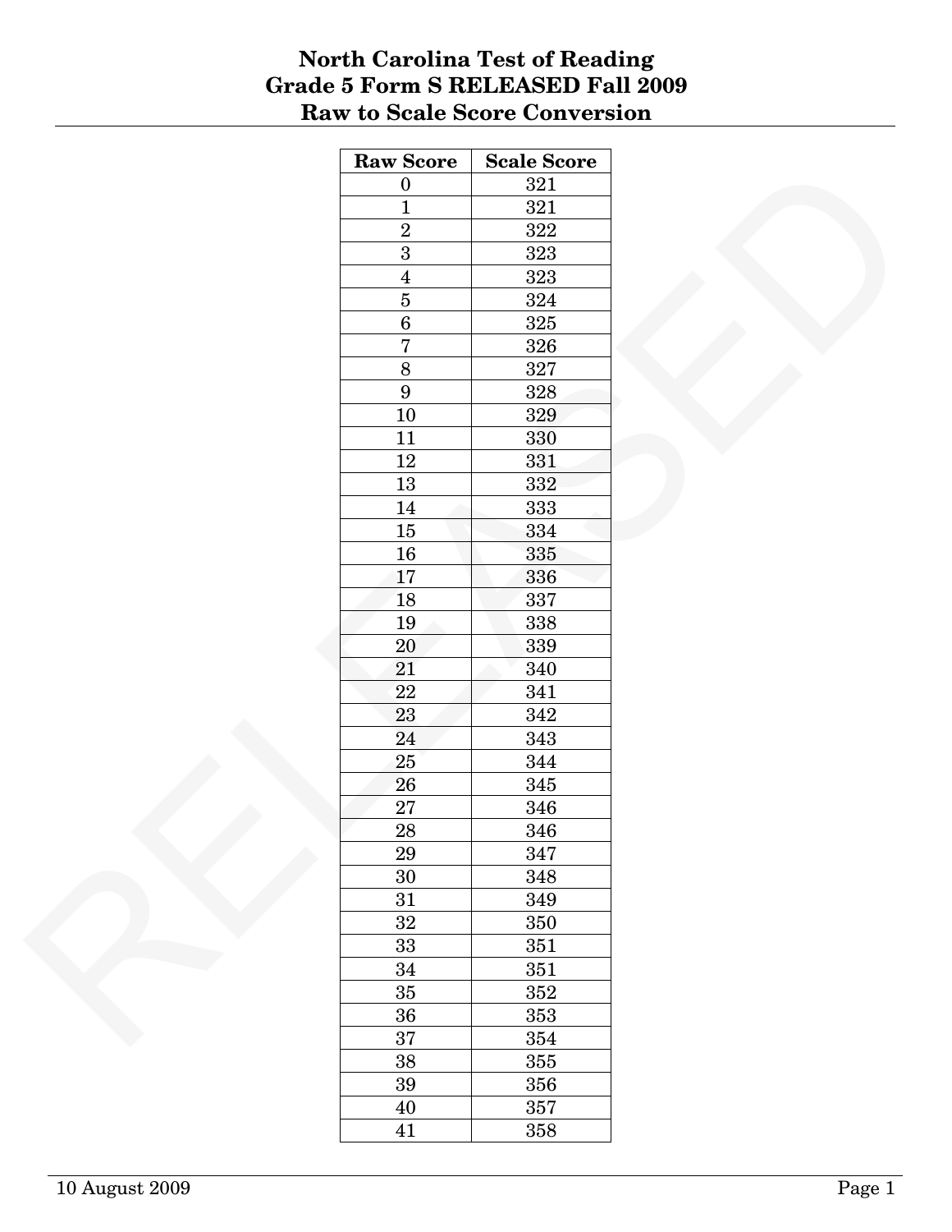# North Carolina Test of Reading
# Grade 5 Form S RELEASED Fall 2009
# Raw to Scale Score Conversion

| Raw Score | Scale Score |
|---|---|
| 0 | 321 |
| 1 | 321 |
| 2 | 322 |
| 3 | 323 |
| 4 | 323 |
| 5 | 324 |
| 6 | 325 |
| 7 | 326 |
| 8 | 327 |
| 9 | 328 |
| 10 | 329 |
| 11 | 330 |
| 12 | 331 |
| 13 | 332 |
| 14 | 333 |
| 15 | 334 |
| 16 | 335 |
| 17 | 336 |
| 18 | 337 |
| 19 | 338 |
| 20 | 339 |
| 21 | 340 |
| 22 | 341 |
| 23 | 342 |
| 24 | 343 |
| 25 | 344 |
| 26 | 345 |
| 27 | 346 |
| 28 | 346 |
| 29 | 347 |
| 30 | 348 |
| 31 | 349 |
| 32 | 350 |
| 33 | 351 |
| 34 | 351 |
| 35 | 352 |
| 36 | 353 |
| 37 | 354 |
| 38 | 355 |
| 39 | 356 |
| 40 | 357 |
| 41 | 358 |

10 August 2009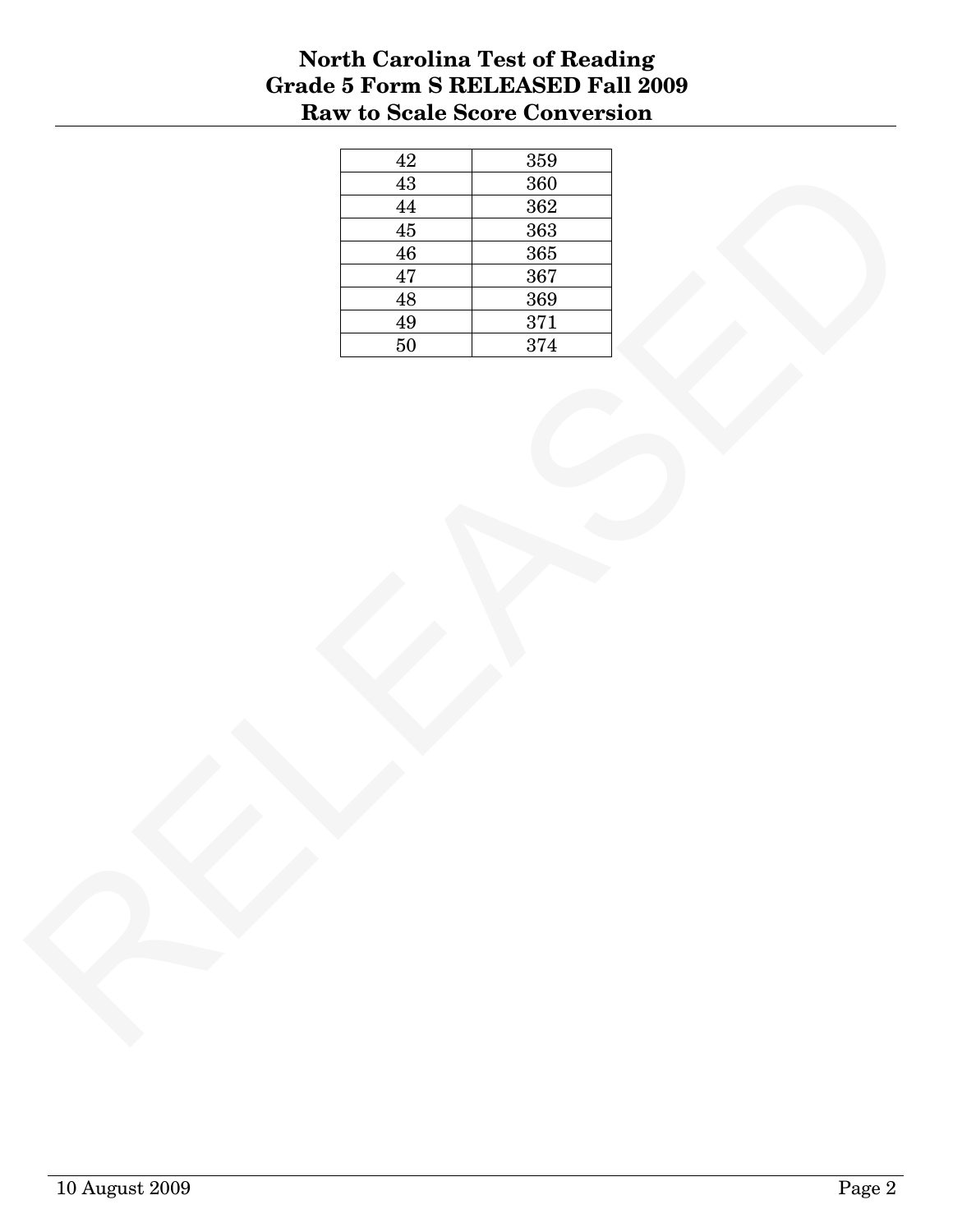# North Carolina Test of Reading
# Grade 5 Form S RELEASED Fall 2009
# Raw to Scale Score Conversion

| | |
|---|---|
| 42 | 359 |
| 43 | 360 |
| 44 | 362 |
| 45 | 363 |
| 46 | 365 |
| 47 | 367 |
| 48 | 369 |
| 49 | 371 |
| 50 | 374 |